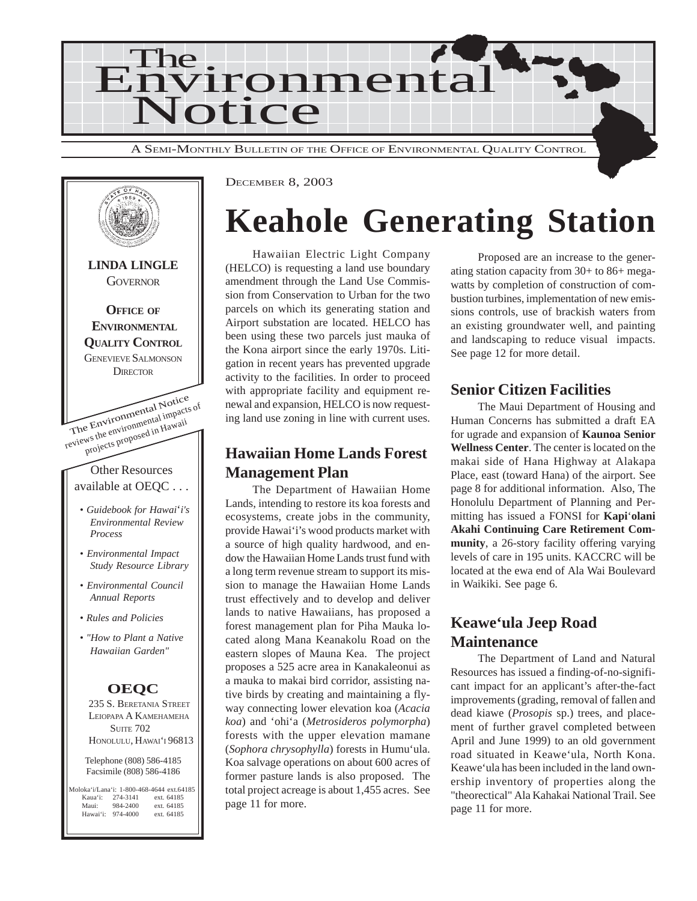# The Environmental Notice

A SEMI-MONTHLY BULLETIN OF THE OFFICE OF ENVIRONMENTAL QUALITY CONTROL

**LINDA LINGLE**
GOVERNOR

**OFFICE OF ENVIRONMENTAL QUALITY CONTROL**
GENEVIEVE SALMONSON
DIRECTOR

The Environmental Notice reviews the environmental impacts of projects proposed in Hawaii

Other Resources available at OEQC . . .

- *Guidebook for Hawai'i's Environmental Review Process*
- *Environmental Impact Study Resource Library*
- *Environmental Council Annual Reports*
- *Rules and Policies*
- *"How to Plant a Native Hawaiian Garden"*

**OEQC**

235 S. BERETANIA STREET
LEIOPAPA A KAMEHAMEHA
SUITE 702
HONOLULU, HAWAI'I 96813

Telephone (808) 586-4185
Facsimile (808) 586-4186

| | | |
|---|---|---|
| Moloka'i/Lana'i: | 1-800-468-4644 | ext.64185 |
| Kaua'i: | 274-3141 | ext. 64185 |
| Maui: | 984-2400 | ext. 64185 |
| Hawai'i: | 974-4000 | ext. 64185 |

DECEMBER 8, 2003

# Keahole Generating Station

Hawaiian Electric Light Company (HELCO) is requesting a land use boundary amendment through the Land Use Commission from Conservation to Urban for the two parcels on which its generating station and Airport substation are located. HELCO has been using these two parcels just mauka of the Kona airport since the early 1970s. Litigation in recent years has prevented upgrade activity to the facilities. In order to proceed with appropriate facility and equipment renewal and expansion, HELCO is now requesting land use zoning in line with current uses.

Proposed are an increase to the generating station capacity from 30+ to 86+ megawatts by completion of construction of combustion turbines, implementation of new emissions controls, use of brackish waters from an existing groundwater well, and painting and landscaping to reduce visual impacts. See page 12 for more detail.

## Hawaiian Home Lands Forest Management Plan

The Department of Hawaiian Home Lands, intending to restore its koa forests and ecosystems, create jobs in the community, provide Hawai'i's wood products market with a source of high quality hardwood, and endow the Hawaiian Home Lands trust fund with a long term revenue stream to support its mission to manage the Hawaiian Home Lands trust effectively and to develop and deliver lands to native Hawaiians, has proposed a forest management plan for Piha Mauka located along Mana Keanakolu Road on the eastern slopes of Mauna Kea. The project proposes a 525 acre area in Kanakaleonui as a mauka to makai bird corridor, assisting native birds by creating and maintaining a flyway connecting lower elevation koa (*Acacia koa*) and 'ohi'a (*Metrosideros polymorpha*) forests with the upper elevation mamane (*Sophora chrysophylla*) forests in Humu'ula. Koa salvage operations on about 600 acres of former pasture lands is also proposed. The total project acreage is about 1,455 acres. See page 11 for more.

## Senior Citizen Facilities

The Maui Department of Housing and Human Concerns has submitted a draft EA for ugrade and expansion of **Kaunoa Senior Wellness Center**. The center is located on the makai side of Hana Highway at Alakapa Place, east (toward Hana) of the airport. See page 8 for additional information. Also, The Honolulu Department of Planning and Permitting has issued a FONSI for **Kapi'olani Akahi Continuing Care Retirement Community**, a 26-story facility offering varying levels of care in 195 units. KACCRC will be located at the ewa end of Ala Wai Boulevard in Waikiki. See page 6.

## Keawe'ula Jeep Road Maintenance

The Department of Land and Natural Resources has issued a finding-of-no-significant impact for an applicant's after-the-fact improvements (grading, removal of fallen and dead kiawe (*Prosopis* sp.) trees, and placement of further gravel completed between April and June 1999) to an old government road situated in Keawe'ula, North Kona. Keawe'ula has been included in the land ownership inventory of properties along the "theorectical" Ala Kahakai National Trail. See page 11 for more.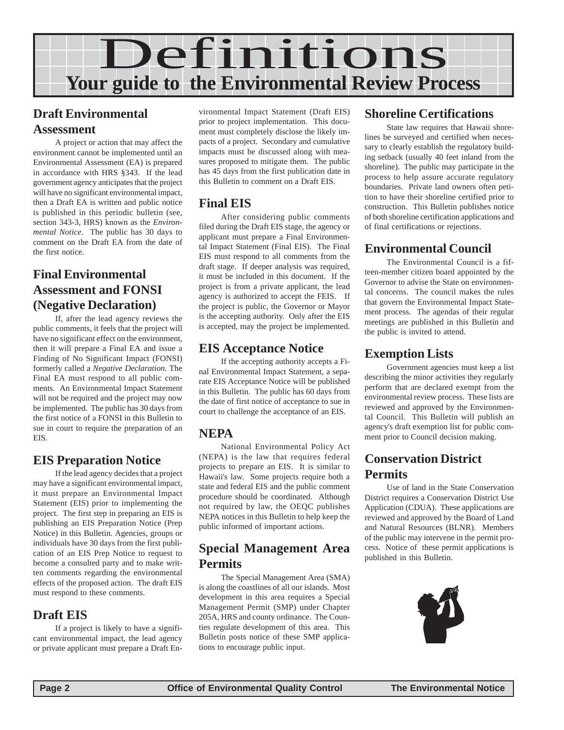# Definitions

## Your guide to the Environmental Review Process

### Draft Environmental Assessment

A project or action that may affect the environment cannot be implemented until an Environmental Assessment (EA) is prepared in accordance with HRS §343. If the lead government agency anticipates that the project will have no significant environmental impact, then a Draft EA is written and public notice is published in this periodic bulletin (see, section 343-3, HRS) known as the *Environmental Notice*. The public has 30 days to comment on the Draft EA from the date of the first notice.

### Final Environmental Assessment and FONSI (Negative Declaration)

If, after the lead agency reviews the public comments, it feels that the project will have no significant effect on the environment, then it will prepare a Final EA and issue a Finding of No Significant Impact (FONSI) formerly called a *Negative Declaration.* The Final EA must respond to all public comments. An Environmental Impact Statement will not be required and the project may now be implemented. The public has 30 days from the first notice of a FONSI in this Bulletin to sue in court to require the preparation of an EIS.

### EIS Preparation Notice

If the lead agency decides that a project may have a significant environmental impact, it must prepare an Environmental Impact Statement (EIS) prior to implementing the project. The first step in preparing an EIS is publishing an EIS Preparation Notice (Prep Notice) in this Bulletin. Agencies, groups or individuals have 30 days from the first publication of an EIS Prep Notice to request to become a consulted party and to make written comments regarding the environmental effects of the proposed action. The draft EIS must respond to these comments.

### Draft EIS

If a project is likely to have a significant environmental impact, the lead agency or private applicant must prepare a Draft Environmental Impact Statement (Draft EIS) prior to project implementation. This document must completely disclose the likely impacts of a project. Secondary and cumulative impacts must be discussed along with measures proposed to mitigate them. The public has 45 days from the first publication date in this Bulletin to comment on a Draft EIS.

### Final EIS

After considering public comments filed during the Draft EIS stage, the agency or applicant must prepare a Final Environmental Impact Statement (Final EIS). The Final EIS must respond to all comments from the draft stage. If deeper analysis was required, it must be included in this document. If the project is from a private applicant, the lead agency is authorized to accept the FEIS. If the project is public, the Governor or Mayor is the accepting authority. Only after the EIS is accepted, may the project be implemented.

### EIS Acceptance Notice

If the accepting authority accepts a Final Environmental Impact Statement, a separate EIS Acceptance Notice will be published in this Bulletin. The public has 60 days from the date of first notice of acceptance to sue in court to challenge the acceptance of an EIS.

### NEPA

National Environmental Policy Act (NEPA) is the law that requires federal projects to prepare an EIS. It is similar to Hawaii's law. Some projects require both a state and federal EIS and the public comment procedure should be coordinated. Although not required by law, the OEQC publishes NEPA notices in this Bulletin to help keep the public informed of important actions.

### Special Management Area Permits

The Special Management Area (SMA) is along the coastlines of all our islands. Most development in this area requires a Special Management Permit (SMP) under Chapter 205A, HRS and county ordinance. The Counties regulate development of this area. This Bulletin posts notice of these SMP applications to encourage public input.

### Shoreline Certifications

State law requires that Hawaii shorelines be surveyed and certified when necessary to clearly establish the regulatory building setback (usually 40 feet inland from the shoreline). The public may participate in the process to help assure accurate regulatory boundaries. Private land owners often petition to have their shoreline certified prior to construction. This Bulletin publishes notice of both shoreline certification applications and of final certifications or rejections.

### Environmental Council

The Environmental Council is a fifteen-member citizen board appointed by the Governor to advise the State on environmental concerns. The council makes the rules that govern the Environmental Impact Statement process. The agendas of their regular meetings are published in this Bulletin and the public is invited to attend.

### Exemption Lists

Government agencies must keep a list describing the minor activities they regularly perform that are declared exempt from the environmental review process. These lists are reviewed and approved by the Environmental Council. This Bulletin will publish an agency's draft exemption list for public comment prior to Council decision making.

### Conservation District Permits

Use of land in the State Conservation District requires a Conservation District Use Application (CDUA). These applications are reviewed and approved by the Board of Land and Natural Resources (BLNR). Members of the public may intervene in the permit process. Notice of these permit applications is published in this Bulletin.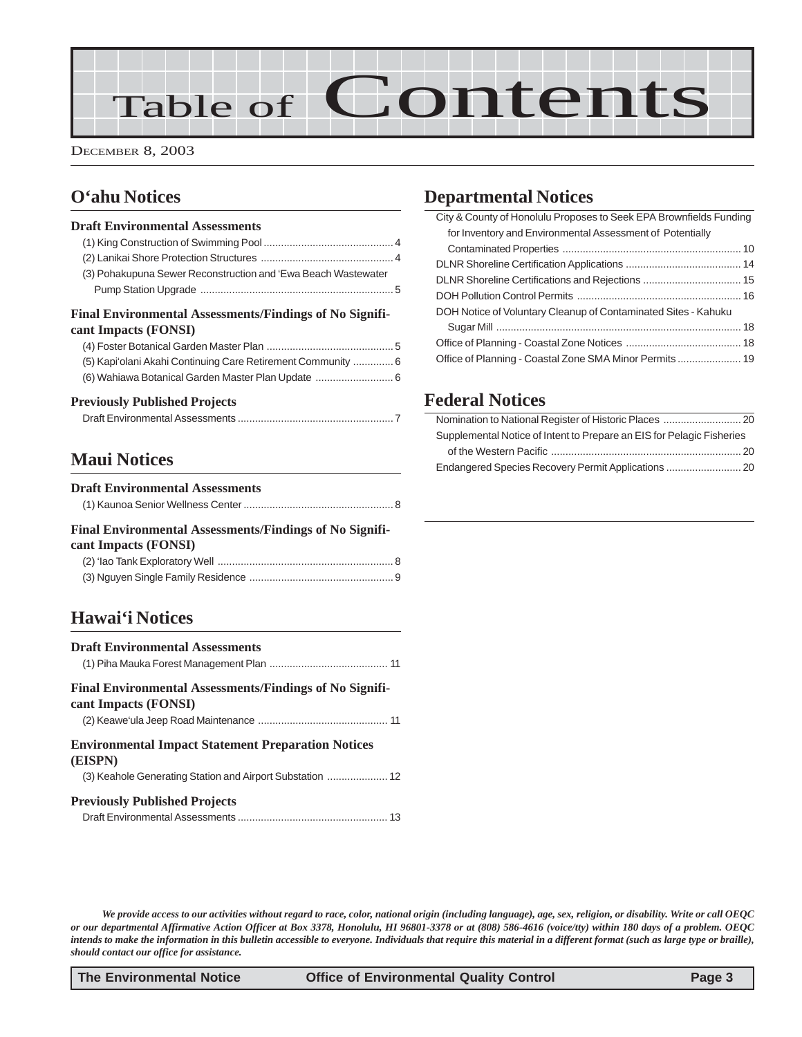# Table of Contents

DECEMBER 8, 2003

## O'ahu Notices

### Draft Environmental Assessments

(1) King Construction of Swimming Pool ............................................ 4
(2) Lanikai Shore Protection Structures ............................................ 4
(3) Pohakupuna Sewer Reconstruction and 'Ewa Beach Wastewater Pump Station Upgrade .................................................................. 5

### Final Environmental Assessments/Findings of No Significant Impacts (FONSI)

(4) Foster Botanical Garden Master Plan ............................................ 5
(5) Kapi'olani Akahi Continuing Care Retirement Community .............. 6
(6) Wahiawa Botanical Garden Master Plan Update ........................... 6

### Previously Published Projects

Draft Environmental Assessments ...................................................... 7

## Maui Notices

### Draft Environmental Assessments

(1) Kaunoa Senior Wellness Center .................................................... 8

### Final Environmental Assessments/Findings of No Significant Impacts (FONSI)

(2) 'Iao Tank Exploratory Well ............................................................. 8
(3) Nguyen Single Family Residence .................................................. 9

## Hawai'i Notices

### Draft Environmental Assessments

(1) Piha Mauka Forest Management Plan ......................................... 11

### Final Environmental Assessments/Findings of No Significant Impacts (FONSI)

(2) Keawe'ula Jeep Road Maintenance ............................................. 11

### Environmental Impact Statement Preparation Notices (EISPN)

(3) Keahole Generating Station and Airport Substation ..................... 12

### Previously Published Projects

Draft Environmental Assessments .................................................... 13

## Departmental Notices

City & County of Honolulu Proposes to Seek EPA Brownfields Funding for Inventory and Environmental Assessment of Potentially Contaminated Properties ............................................................. 10
DLNR Shoreline Certification Applications ........................................ 14
DLNR Shoreline Certifications and Rejections .................................. 15
DOH Pollution Control Permits ......................................................... 16
DOH Notice of Voluntary Cleanup of Contaminated Sites - Kahuku Sugar Mill ..................................................................................... 18
Office of Planning - Coastal Zone Notices ........................................ 18
Office of Planning - Coastal Zone SMA Minor Permits ...................... 19

## Federal Notices

Nomination to National Register of Historic Places ........................... 20
Supplemental Notice of Intent to Prepare an EIS for Pelagic Fisheries of the Western Pacific .................................................................. 20
Endangered Species Recovery Permit Applications .......................... 20

***We provide access to our activities without regard to race, color, national origin (including language), age, sex, religion, or disability. Write or call OEQC or our departmental Affirmative Action Officer at Box 3378, Honolulu, HI 96801-3378 or at (808) 586-4616 (voice/tty) within 180 days of a problem. OEQC intends to make the information in this bulletin accessible to everyone. Individuals that require this material in a different format (such as large type or braille), should contact our office for assistance.***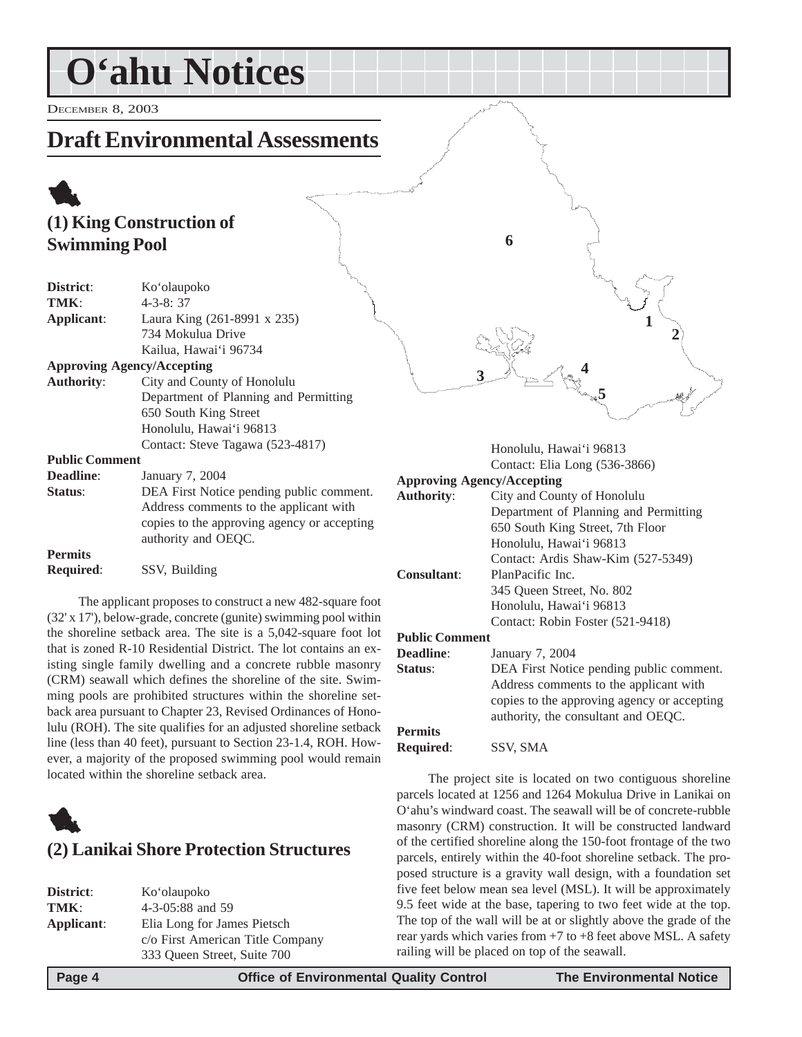# O'ahu Notices

December 8, 2003

## Draft Environmental Assessments

### (1) King Construction of Swimming Pool

**District**: Ko'olaupoko
**TMK**: 4-3-8: 37
**Applicant**: Laura King (261-8991 x 235)
734 Mokulua Drive
Kailua, Hawai'i 96734
**Approving Agency/Accepting Authority**: City and County of Honolulu
Department of Planning and Permitting
650 South King Street
Honolulu, Hawai'i 96813
Contact: Steve Tagawa (523-4817)
**Public Comment Deadline**: January 7, 2004
**Status**: DEA First Notice pending public comment. Address comments to the applicant with copies to the approving agency or accepting authority and OEQC.
**Permits Required**: SSV, Building

The applicant proposes to construct a new 482-square foot (32' x 17'), below-grade, concrete (gunite) swimming pool within the shoreline setback area. The site is a 5,042-square foot lot that is zoned R-10 Residential District. The lot contains an existing single family dwelling and a concrete rubble masonry (CRM) seawall which defines the shoreline of the site. Swimming pools are prohibited structures within the shoreline setback area pursuant to Chapter 23, Revised Ordinances of Honolulu (ROH). The site qualifies for an adjusted shoreline setback line (less than 40 feet), pursuant to Section 23-1.4, ROH. However, a majority of the proposed swimming pool would remain located within the shoreline setback area.

### (2) Lanikai Shore Protection Structures

**District**: Ko'olaupoko
**TMK**: 4-3-05:88 and 59
**Applicant**: Elia Long for James Pietsch
c/o First American Title Company
333 Queen Street, Suite 700
Honolulu, Hawai'i 96813
Contact: Elia Long (536-3866)
**Approving Agency/Accepting Authority**: City and County of Honolulu
Department of Planning and Permitting
650 South King Street, 7th Floor
Honolulu, Hawai'i 96813
Contact: Ardis Shaw-Kim (527-5349)
**Consultant**: PlanPacific Inc.
345 Queen Street, No. 802
Honolulu, Hawai'i 96813
Contact: Robin Foster (521-9418)
**Public Comment Deadline**: January 7, 2004
**Status**: DEA First Notice pending public comment. Address comments to the applicant with copies to the approving agency or accepting authority, the consultant and OEQC.
**Permits Required**: SSV, SMA

The project site is located on two contiguous shoreline parcels located at 1256 and 1264 Mokulua Drive in Lanikai on O'ahu's windward coast. The seawall will be of concrete-rubble masonry (CRM) construction. It will be constructed landward of the certified shoreline along the 150-foot frontage of the two parcels, entirely within the 40-foot shoreline setback. The proposed structure is a gravity wall design, with a foundation set five feet below mean sea level (MSL). It will be approximately 9.5 feet wide at the base, tapering to two feet wide at the top. The top of the wall will be at or slightly above the grade of the rear yards which varies from +7 to +8 feet above MSL. A safety railing will be placed on top of the seawall.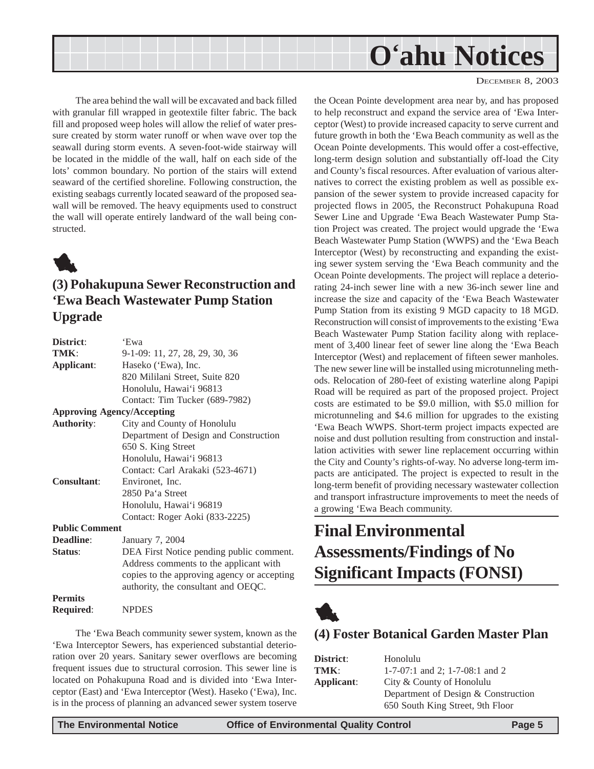The area behind the wall will be excavated and back filled with granular fill wrapped in geotextile filter fabric. The back fill and proposed weep holes will allow the relief of water pressure created by storm water runoff or when wave over top the seawall during storm events. A seven-foot-wide stairway will be located in the middle of the wall, half on each side of the lots' common boundary. No portion of the stairs will extend seaward of the certified shoreline. Following construction, the existing seabags currently located seaward of the proposed seawall will be removed. The heavy equipments used to construct the wall will operate entirely landward of the wall being constructed.

### (3) Pohakupuna Sewer Reconstruction and 'Ewa Beach Wastewater Pump Station Upgrade

**District**: 'Ewa

**TMK**: 9-1-09: 11, 27, 28, 29, 30, 36

**Applicant**: Haseko ('Ewa), Inc.
820 Mililani Street, Suite 820
Honolulu, Hawai'i 96813
Contact: Tim Tucker (689-7982)

**Approving Agency/Accepting Authority**: City and County of Honolulu
Department of Design and Construction
650 S. King Street
Honolulu, Hawai'i 96813
Contact: Carl Arakaki (523-4671)

**Consultant**: Environet, Inc.
2850 Pa'a Street
Honolulu, Hawai'i 96819
Contact: Roger Aoki (833-2225)

**Public Comment Deadline**: January 7, 2004

**Status**: DEA First Notice pending public comment. Address comments to the applicant with copies to the approving agency or accepting authority, the consultant and OEQC.

**Permits Required**: NPDES

The 'Ewa Beach community sewer system, known as the 'Ewa Interceptor Sewers, has experienced substantial deterioration over 20 years. Sanitary sewer overflows are becoming frequent issues due to structural corrosion. This sewer line is located on Pohakupuna Road and is divided into 'Ewa Interceptor (East) and 'Ewa Interceptor (West). Haseko ('Ewa), Inc. is in the process of planning an advanced sewer system toserve the Ocean Pointe development area near by, and has proposed to help reconstruct and expand the service area of 'Ewa Interceptor (West) to provide increased capacity to serve current and future growth in both the 'Ewa Beach community as well as the Ocean Pointe developments. This would offer a cost-effective, long-term design solution and substantially off-load the City and County's fiscal resources. After evaluation of various alternatives to correct the existing problem as well as possible expansion of the sewer system to provide increased capacity for projected flows in 2005, the Reconstruct Pohakupuna Road Sewer Line and Upgrade 'Ewa Beach Wastewater Pump Station Project was created. The project would upgrade the 'Ewa Beach Wastewater Pump Station (WWPS) and the 'Ewa Beach Interceptor (West) by reconstructing and expanding the existing sewer system serving the 'Ewa Beach community and the Ocean Pointe developments. The project will replace a deteriorating 24-inch sewer line with a new 36-inch sewer line and increase the size and capacity of the 'Ewa Beach Wastewater Pump Station from its existing 9 MGD capacity to 18 MGD. Reconstruction will consist of improvements to the existing 'Ewa Beach Wastewater Pump Station facility along with replacement of 3,400 linear feet of sewer line along the 'Ewa Beach Interceptor (West) and replacement of fifteen sewer manholes. The new sewer line will be installed using microtunneling methods. Relocation of 280-feet of existing waterline along Papipi Road will be required as part of the proposed project. Project costs are estimated to be $9.0 million, with $5.0 million for microtunneling and $4.6 million for upgrades to the existing 'Ewa Beach WWPS. Short-term project impacts expected are noise and dust pollution resulting from construction and installation activities with sewer line replacement occurring within the City and County's rights-of-way. No adverse long-term impacts are anticipated. The project is expected to result in the long-term benefit of providing necessary wastewater collection and transport infrastructure improvements to meet the needs of a growing 'Ewa Beach community.

## Final Environmental Assessments/Findings of No Significant Impacts (FONSI)

### (4) Foster Botanical Garden Master Plan

**District**: Honolulu

**TMK**: 1-7-07:1 and 2; 1-7-08:1 and 2

**Applicant**: City & County of Honolulu
Department of Design & Construction
650 South King Street, 9th Floor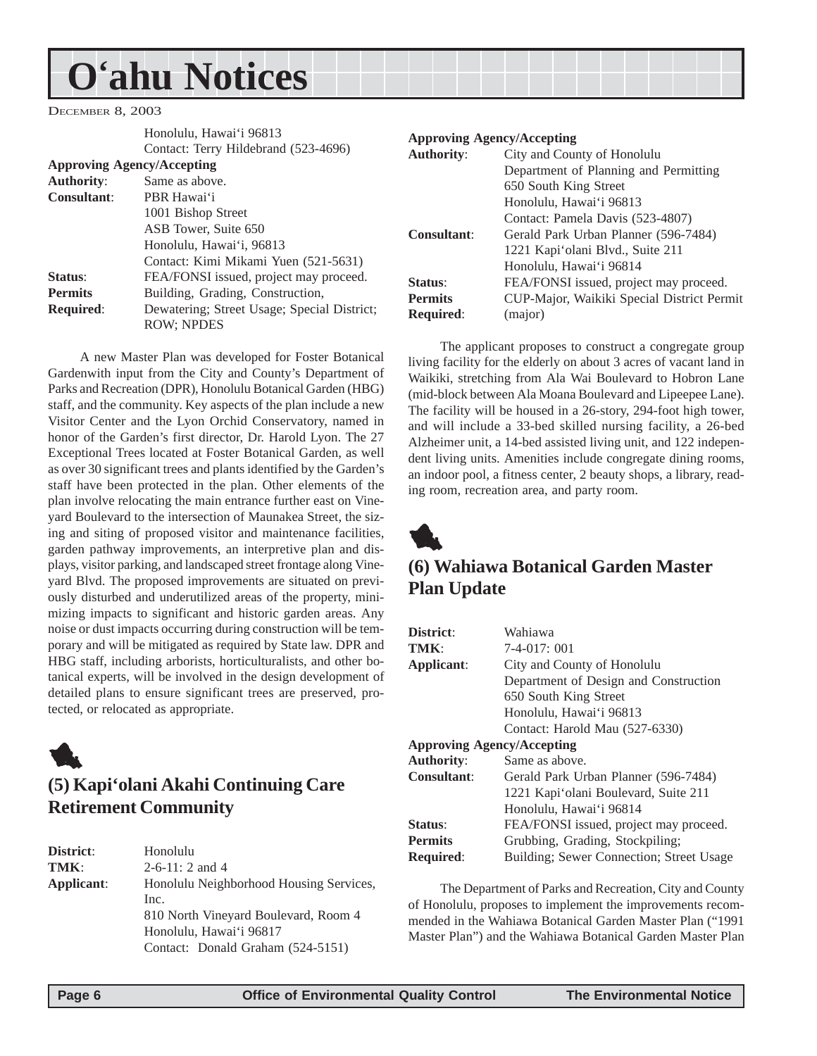# O'ahu Notices

December 8, 2003

| | |
|---|---|
| | Honolulu, Hawai'i 96813<br>Contact: Terry Hildebrand (523-4696) |
| **Approving Agency/Accepting Authority**: | Same as above. |
| **Consultant**: | PBR Hawai'i<br>1001 Bishop Street<br>ASB Tower, Suite 650<br>Honolulu, Hawai'i, 96813<br>Contact: Kimi Mikami Yuen (521-5631) |
| **Status**: | FEA/FONSI issued, project may proceed. |
| **Permits Required**: | Building, Grading, Construction, Dewatering; Street Usage; Special District; ROW; NPDES |

A new Master Plan was developed for Foster Botanical Gardenwith input from the City and County's Department of Parks and Recreation (DPR), Honolulu Botanical Garden (HBG) staff, and the community. Key aspects of the plan include a new Visitor Center and the Lyon Orchid Conservatory, named in honor of the Garden's first director, Dr. Harold Lyon. The 27 Exceptional Trees located at Foster Botanical Garden, as well as over 30 significant trees and plants identified by the Garden's staff have been protected in the plan. Other elements of the plan involve relocating the main entrance further east on Vineyard Boulevard to the intersection of Maunakea Street, the sizing and siting of proposed visitor and maintenance facilities, garden pathway improvements, an interpretive plan and displays, visitor parking, and landscaped street frontage along Vineyard Blvd. The proposed improvements are situated on previously disturbed and underutilized areas of the property, minimizing impacts to significant and historic garden areas. Any noise or dust impacts occurring during construction will be temporary and will be mitigated as required by State law. DPR and HBG staff, including arborists, horticulturalists, and other botanical experts, will be involved in the design development of detailed plans to ensure significant trees are preserved, protected, or relocated as appropriate.

## (5) Kapi'olani Akahi Continuing Care Retirement Community

| | |
|---|---|
| **District**: | Honolulu |
| **TMK**: | 2-6-11: 2 and 4 |
| **Applicant**: | Honolulu Neighborhood Housing Services, Inc.<br>810 North Vineyard Boulevard, Room 4<br>Honolulu, Hawai'i 96817<br>Contact: Donald Graham (524-5151) |
| **Approving Agency/Accepting Authority**: | City and County of Honolulu<br>Department of Planning and Permitting<br>650 South King Street<br>Honolulu, Hawai'i 96813<br>Contact: Pamela Davis (523-4807) |
| **Consultant**: | Gerald Park Urban Planner (596-7484)<br>1221 Kapi'olani Blvd., Suite 211<br>Honolulu, Hawai'i 96814 |
| **Status**: | FEA/FONSI issued, project may proceed. |
| **Permits Required**: | CUP-Major, Waikiki Special District Permit (major) |

The applicant proposes to construct a congregate group living facility for the elderly on about 3 acres of vacant land in Waikiki, stretching from Ala Wai Boulevard to Hobron Lane (mid-block between Ala Moana Boulevard and Lipeepee Lane). The facility will be housed in a 26-story, 294-foot high tower, and will include a 33-bed skilled nursing facility, a 26-bed Alzheimer unit, a 14-bed assisted living unit, and 122 independent living units. Amenities include congregate dining rooms, an indoor pool, a fitness center, 2 beauty shops, a library, reading room, recreation area, and party room.

## (6) Wahiawa Botanical Garden Master Plan Update

| | |
|---|---|
| **District**: | Wahiawa |
| **TMK**: | 7-4-017: 001 |
| **Applicant**: | City and County of Honolulu<br>Department of Design and Construction<br>650 South King Street<br>Honolulu, Hawai'i 96813<br>Contact: Harold Mau (527-6330) |
| **Approving Agency/Accepting Authority**: | Same as above. |
| **Consultant**: | Gerald Park Urban Planner (596-7484)<br>1221 Kapi'olani Boulevard, Suite 211<br>Honolulu, Hawai'i 96814 |
| **Status**: | FEA/FONSI issued, project may proceed. |
| **Permits Required**: | Grubbing, Grading, Stockpiling; Building; Sewer Connection; Street Usage |

The Department of Parks and Recreation, City and County of Honolulu, proposes to implement the improvements recommended in the Wahiawa Botanical Garden Master Plan ("1991 Master Plan") and the Wahiawa Botanical Garden Master Plan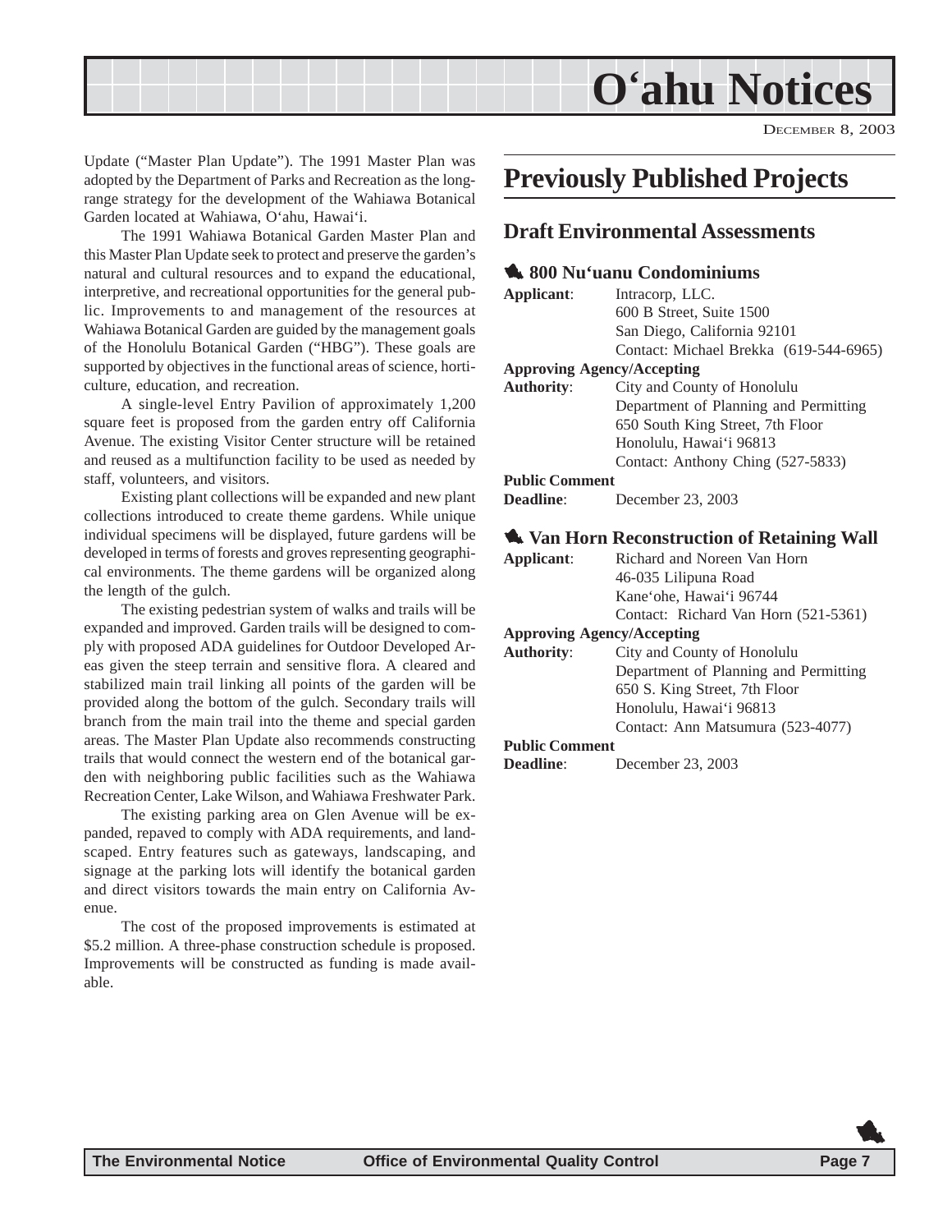Update ("Master Plan Update"). The 1991 Master Plan was adopted by the Department of Parks and Recreation as the long-range strategy for the development of the Wahiawa Botanical Garden located at Wahiawa, O'ahu, Hawai'i.

The 1991 Wahiawa Botanical Garden Master Plan and this Master Plan Update seek to protect and preserve the garden's natural and cultural resources and to expand the educational, interpretive, and recreational opportunities for the general public. Improvements to and management of the resources at Wahiawa Botanical Garden are guided by the management goals of the Honolulu Botanical Garden ("HBG"). These goals are supported by objectives in the functional areas of science, horticulture, education, and recreation.

A single-level Entry Pavilion of approximately 1,200 square feet is proposed from the garden entry off California Avenue. The existing Visitor Center structure will be retained and reused as a multifunction facility to be used as needed by staff, volunteers, and visitors.

Existing plant collections will be expanded and new plant collections introduced to create theme gardens. While unique individual specimens will be displayed, future gardens will be developed in terms of forests and groves representing geographical environments. The theme gardens will be organized along the length of the gulch.

The existing pedestrian system of walks and trails will be expanded and improved. Garden trails will be designed to comply with proposed ADA guidelines for Outdoor Developed Areas given the steep terrain and sensitive flora. A cleared and stabilized main trail linking all points of the garden will be provided along the bottom of the gulch. Secondary trails will branch from the main trail into the theme and special garden areas. The Master Plan Update also recommends constructing trails that would connect the western end of the botanical garden with neighboring public facilities such as the Wahiawa Recreation Center, Lake Wilson, and Wahiawa Freshwater Park.

The existing parking area on Glen Avenue will be expanded, repaved to comply with ADA requirements, and landscaped. Entry features such as gateways, landscaping, and signage at the parking lots will identify the botanical garden and direct visitors towards the main entry on California Avenue.

The cost of the proposed improvements is estimated at $5.2 million. A three-phase construction schedule is proposed. Improvements will be constructed as funding is made available.

# Previously Published Projects

## Draft Environmental Assessments

### 800 Nu'uanu Condominiums

**Applicant**: Intracorp, LLC.
600 B Street, Suite 1500
San Diego, California 92101
Contact: Michael Brekka (619-544-6965)

**Approving Agency/Accepting Authority**: City and County of Honolulu
Department of Planning and Permitting
650 South King Street, 7th Floor
Honolulu, Hawai'i 96813
Contact: Anthony Ching (527-5833)

**Public Comment Deadline**: December 23, 2003

### Van Horn Reconstruction of Retaining Wall

**Applicant**: Richard and Noreen Van Horn
46-035 Lilipuna Road
Kane'ohe, Hawai'i 96744
Contact: Richard Van Horn (521-5361)

**Approving Agency/Accepting Authority**: City and County of Honolulu
Department of Planning and Permitting
650 S. King Street, 7th Floor
Honolulu, Hawai'i 96813
Contact: Ann Matsumura (523-4077)

**Public Comment Deadline**: December 23, 2003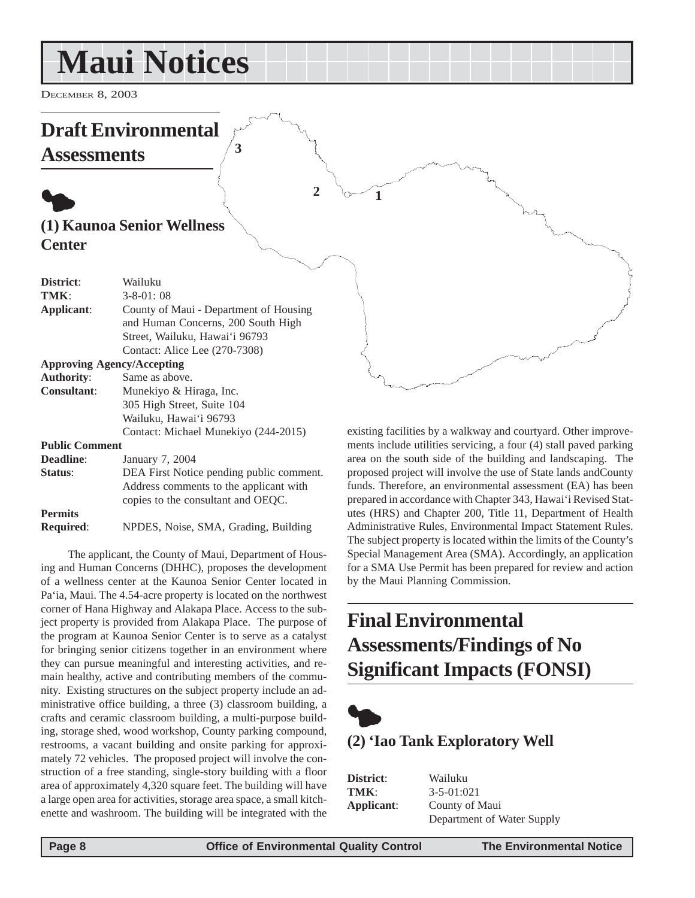# Maui Notices

December 8, 2003

## Draft Environmental Assessments

### (1) Kaunoa Senior Wellness Center

| | |
|---|---|
| **District**: | Wailuku |
| **TMK**: | 3-8-01: 08 |
| **Applicant**: | County of Maui - Department of Housing and Human Concerns, 200 South High Street, Wailuku, Hawai'i 96793<br>Contact: Alice Lee (270-7308) |
| **Approving Agency/Accepting Authority**: | Same as above. |
| **Consultant**: | Munekiyo & Hiraga, Inc.<br>305 High Street, Suite 104<br>Wailuku, Hawai'i 96793<br>Contact: Michael Munekiyo (244-2015) |
| **Public Comment Deadline**: | January 7, 2004 |
| **Status**: | DEA First Notice pending public comment. Address comments to the applicant with copies to the consultant and OEQC. |
| **Permits Required**: | NPDES, Noise, SMA, Grading, Building |

The applicant, the County of Maui, Department of Housing and Human Concerns (DHHC), proposes the development of a wellness center at the Kaunoa Senior Center located in Pa'ia, Maui. The 4.54-acre property is located on the northwest corner of Hana Highway and Alakapa Place. Access to the subject property is provided from Alakapa Place. The purpose of the program at Kaunoa Senior Center is to serve as a catalyst for bringing senior citizens together in an environment where they can pursue meaningful and interesting activities, and remain healthy, active and contributing members of the community. Existing structures on the subject property include an administrative office building, a three (3) classroom building, a crafts and ceramic classroom building, a multi-purpose building, storage shed, wood workshop, County parking compound, restrooms, a vacant building and onsite parking for approximately 72 vehicles. The proposed project will involve the construction of a free standing, single-story building with a floor area of approximately 4,320 square feet. The building will have a large open area for activities, storage area space, a small kitchenette and washroom. The building will be integrated with the existing facilities by a walkway and courtyard. Other improvements include utilities servicing, a four (4) stall paved parking area on the south side of the building and landscaping. The proposed project will involve the use of State lands andCounty funds. Therefore, an environmental assessment (EA) has been prepared in accordance with Chapter 343, Hawai'i Revised Statutes (HRS) and Chapter 200, Title 11, Department of Health Administrative Rules, Environmental Impact Statement Rules. The subject property is located within the limits of the County's Special Management Area (SMA). Accordingly, an application for a SMA Use Permit has been prepared for review and action by the Maui Planning Commission.

## Final Environmental Assessments/Findings of No Significant Impacts (FONSI)

### (2) 'Iao Tank Exploratory Well

| | |
|---|---|
| **District**: | Wailuku |
| **TMK**: | 3-5-01:021 |
| **Applicant**: | County of Maui<br>Department of Water Supply |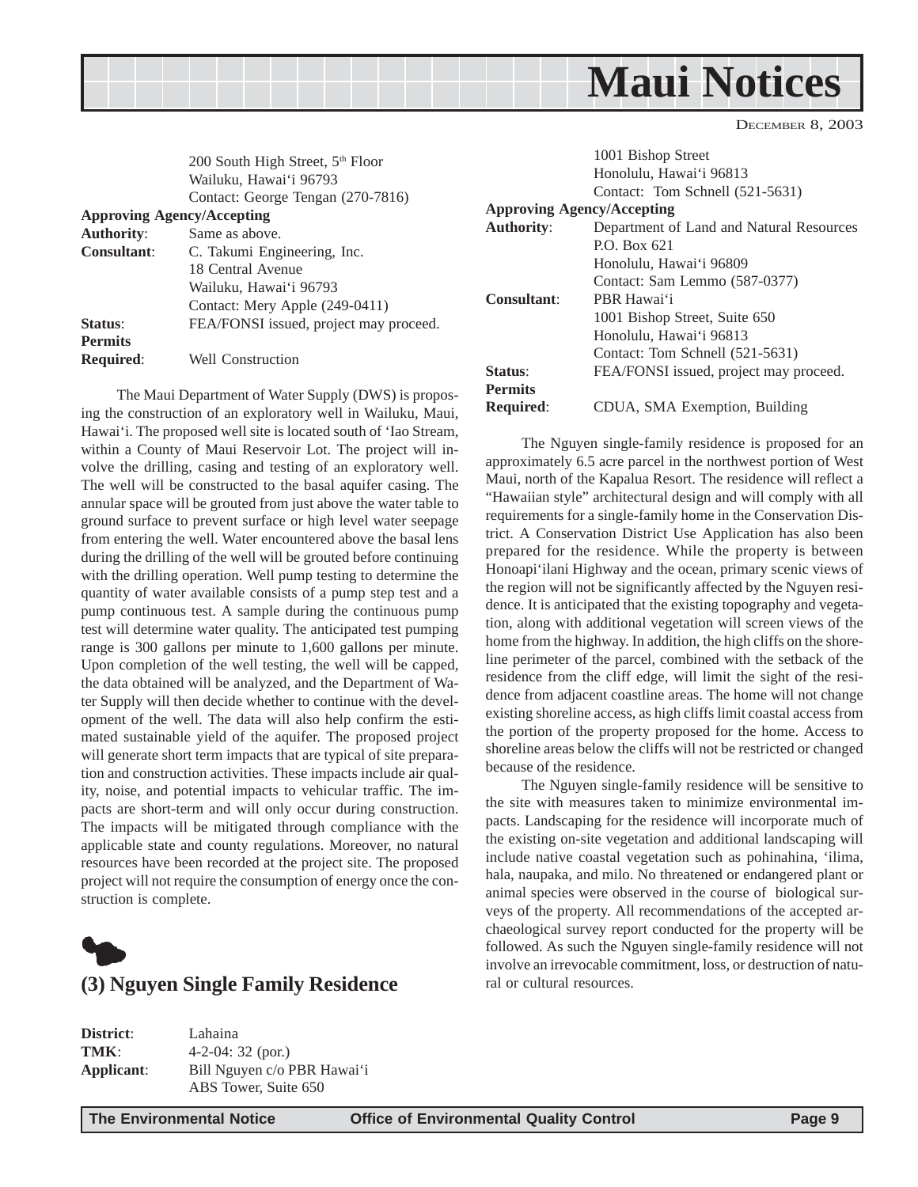200 South High Street, 5th Floor
Wailuku, Hawai'i 96793
Contact: George Tengan (270-7816)

**Approving Agency/Accepting**
**Authority**: Same as above.
**Consultant**: C. Takumi Engineering, Inc.
18 Central Avenue
Wailuku, Hawai'i 96793
Contact: Mery Apple (249-0411)
**Status**: FEA/FONSI issued, project may proceed.
**Permits**
**Required**: Well Construction

The Maui Department of Water Supply (DWS) is proposing the construction of an exploratory well in Wailuku, Maui, Hawai'i. The proposed well site is located south of 'Iao Stream, within a County of Maui Reservoir Lot. The project will involve the drilling, casing and testing of an exploratory well. The well will be constructed to the basal aquifer casing. The annular space will be grouted from just above the water table to ground surface to prevent surface or high level water seepage from entering the well. Water encountered above the basal lens during the drilling of the well will be grouted before continuing with the drilling operation. Well pump testing to determine the quantity of water available consists of a pump step test and a pump continuous test. A sample during the continuous pump test will determine water quality. The anticipated test pumping range is 300 gallons per minute to 1,600 gallons per minute. Upon completion of the well testing, the well will be capped, the data obtained will be analyzed, and the Department of Water Supply will then decide whether to continue with the development of the well. The data will also help confirm the estimated sustainable yield of the aquifer. The proposed project will generate short term impacts that are typical of site preparation and construction activities. These impacts include air quality, noise, and potential impacts to vehicular traffic. The impacts are short-term and will only occur during construction. The impacts will be mitigated through compliance with the applicable state and county regulations. Moreover, no natural resources have been recorded at the project site. The proposed project will not require the consumption of energy once the construction is complete.

## (3) Nguyen Single Family Residence

**District**: Lahaina
**TMK**: 4-2-04: 32 (por.)
**Applicant**: Bill Nguyen c/o PBR Hawai'i
ABS Tower, Suite 650
1001 Bishop Street
Honolulu, Hawai'i 96813
Contact: Tom Schnell (521-5631)

**Approving Agency/Accepting**
**Authority**: Department of Land and Natural Resources
P.O. Box 621
Honolulu, Hawai'i 96809
Contact: Sam Lemmo (587-0377)
**Consultant**: PBR Hawai'i
1001 Bishop Street, Suite 650
Honolulu, Hawai'i 96813
Contact: Tom Schnell (521-5631)
**Status**: FEA/FONSI issued, project may proceed.
**Permits**
**Required**: CDUA, SMA Exemption, Building

The Nguyen single-family residence is proposed for an approximately 6.5 acre parcel in the northwest portion of West Maui, north of the Kapalua Resort. The residence will reflect a "Hawaiian style" architectural design and will comply with all requirements for a single-family home in the Conservation District. A Conservation District Use Application has also been prepared for the residence. While the property is between Honoapi'ilani Highway and the ocean, primary scenic views of the region will not be significantly affected by the Nguyen residence. It is anticipated that the existing topography and vegetation, along with additional vegetation will screen views of the home from the highway. In addition, the high cliffs on the shoreline perimeter of the parcel, combined with the setback of the residence from the cliff edge, will limit the sight of the residence from adjacent coastline areas. The home will not change existing shoreline access, as high cliffs limit coastal access from the portion of the property proposed for the home. Access to shoreline areas below the cliffs will not be restricted or changed because of the residence.

The Nguyen single-family residence will be sensitive to the site with measures taken to minimize environmental impacts. Landscaping for the residence will incorporate much of the existing on-site vegetation and additional landscaping will include native coastal vegetation such as pohinahina, 'ilima, hala, naupaka, and milo. No threatened or endangered plant or animal species were observed in the course of biological surveys of the property. All recommendations of the accepted archaeological survey report conducted for the property will be followed. As such the Nguyen single-family residence will not involve an irrevocable commitment, loss, or destruction of natural or cultural resources.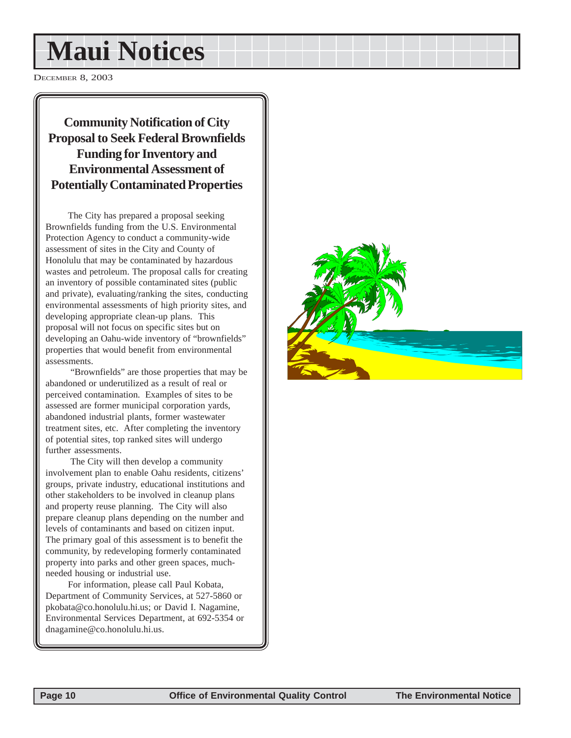# Maui Notices

December 8, 2003

## Community Notification of City Proposal to Seek Federal Brownfields Funding for Inventory and Environmental Assessment of Potentially Contaminated Properties

The City has prepared a proposal seeking Brownfields funding from the U.S. Environmental Protection Agency to conduct a community-wide assessment of sites in the City and County of Honolulu that may be contaminated by hazardous wastes and petroleum. The proposal calls for creating an inventory of possible contaminated sites (public and private), evaluating/ranking the sites, conducting environmental assessments of high priority sites, and developing appropriate clean-up plans. This proposal will not focus on specific sites but on developing an Oahu-wide inventory of "brownfields" properties that would benefit from environmental assessments.

"Brownfields" are those properties that may be abandoned or underutilized as a result of real or perceived contamination. Examples of sites to be assessed are former municipal corporation yards, abandoned industrial plants, former wastewater treatment sites, etc. After completing the inventory of potential sites, top ranked sites will undergo further assessments.

The City will then develop a community involvement plan to enable Oahu residents, citizens' groups, private industry, educational institutions and other stakeholders to be involved in cleanup plans and property reuse planning. The City will also prepare cleanup plans depending on the number and levels of contaminants and based on citizen input. The primary goal of this assessment is to benefit the community, by redeveloping formerly contaminated property into parks and other green spaces, much-needed housing or industrial use.

For information, please call Paul Kobata, Department of Community Services, at 527-5860 or pkobata@co.honolulu.hi.us; or David I. Nagamine, Environmental Services Department, at 692-5354 or dnagamine@co.honolulu.hi.us.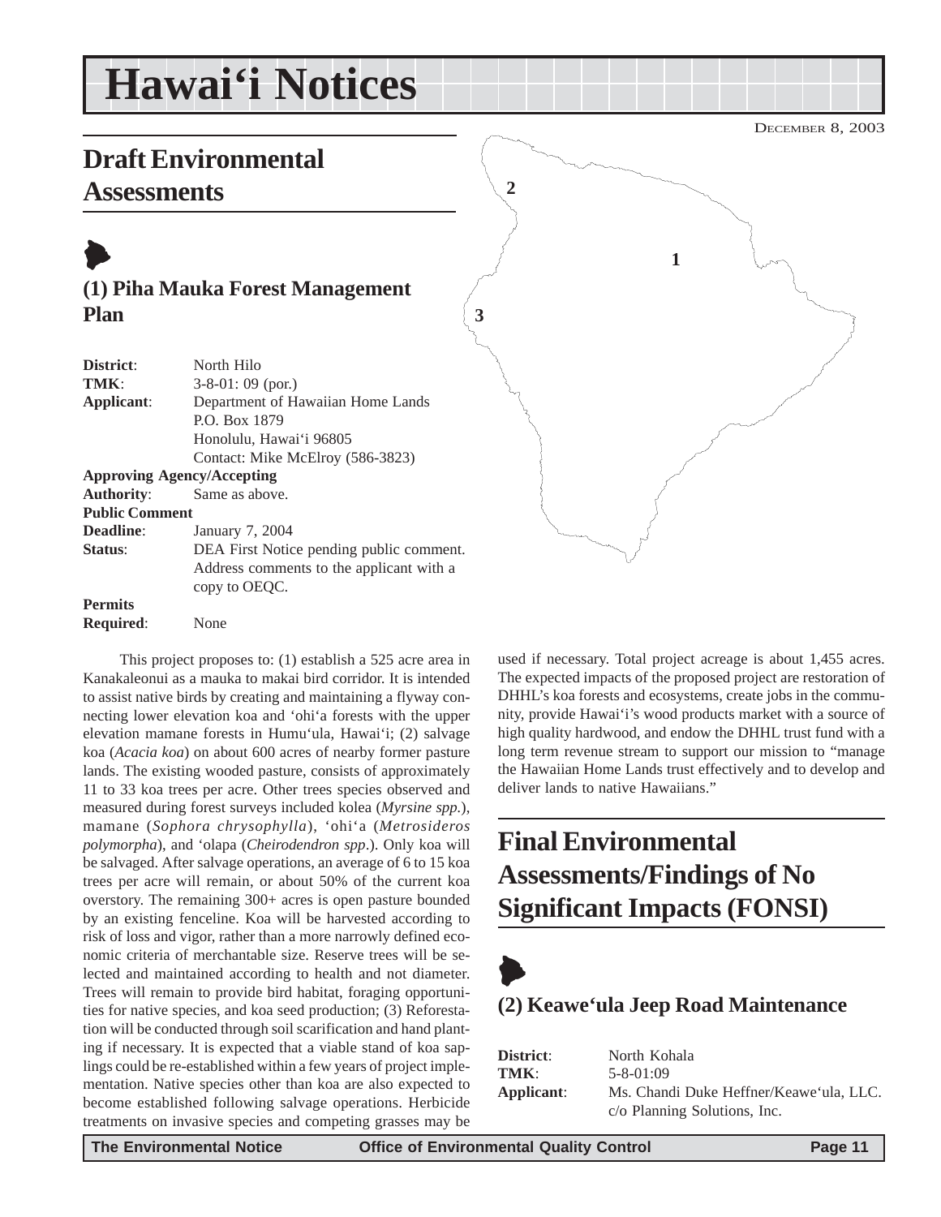# Hawai'i Notices

DECEMBER 8, 2003

## Draft Environmental Assessments

### (1) Piha Mauka Forest Management Plan

| | |
|---|---|
| **District**: | North Hilo |
| **TMK**: | 3-8-01: 09 (por.) |
| **Applicant**: | Department of Hawaiian Home Lands<br>P.O. Box 1879<br>Honolulu, Hawai'i 96805<br>Contact: Mike McElroy (586-3823) |
| **Approving Agency/Accepting Authority**: | Same as above. |
| **Public Comment Deadline**: | January 7, 2004 |
| **Status**: | DEA First Notice pending public comment. Address comments to the applicant with a copy to OEQC. |
| **Permits Required**: | None |

This project proposes to: (1) establish a 525 acre area in Kanakaleonui as a mauka to makai bird corridor. It is intended to assist native birds by creating and maintaining a flyway connecting lower elevation koa and 'ohi'a forests with the upper elevation mamane forests in Humu'ula, Hawai'i; (2) salvage koa (*Acacia koa*) on about 600 acres of nearby former pasture lands. The existing wooded pasture, consists of approximately 11 to 33 koa trees per acre. Other trees species observed and measured during forest surveys included kolea (*Myrsine spp.*), mamane (*Sophora chrysophylla*), 'ohi'a (*Metrosideros polymorpha*), and 'olapa (*Cheirodendron spp.*). Only koa will be salvaged. After salvage operations, an average of 6 to 15 koa trees per acre will remain, or about 50% of the current koa overstory. The remaining 300+ acres is open pasture bounded by an existing fenceline. Koa will be harvested according to risk of loss and vigor, rather than a more narrowly defined economic criteria of merchantable size. Reserve trees will be selected and maintained according to health and not diameter. Trees will remain to provide bird habitat, foraging opportunities for native species, and koa seed production; (3) Reforestation will be conducted through soil scarification and hand planting if necessary. It is expected that a viable stand of koa saplings could be re-established within a few years of project implementation. Native species other than koa are also expected to become established following salvage operations. Herbicide treatments on invasive species and competing grasses may be used if necessary. Total project acreage is about 1,455 acres. The expected impacts of the proposed project are restoration of DHHL's koa forests and ecosystems, create jobs in the community, provide Hawai'i's wood products market with a source of high quality hardwood, and endow the DHHL trust fund with a long term revenue stream to support our mission to "manage the Hawaiian Home Lands trust effectively and to develop and deliver lands to native Hawaiians."

## Final Environmental Assessments/Findings of No Significant Impacts (FONSI)

### (2) Keawe'ula Jeep Road Maintenance

| | |
|---|---|
| **District**: | North Kohala |
| **TMK**: | 5-8-01:09 |
| **Applicant**: | Ms. Chandi Duke Heffner/Keawe'ula, LLC.<br>c/o Planning Solutions, Inc. |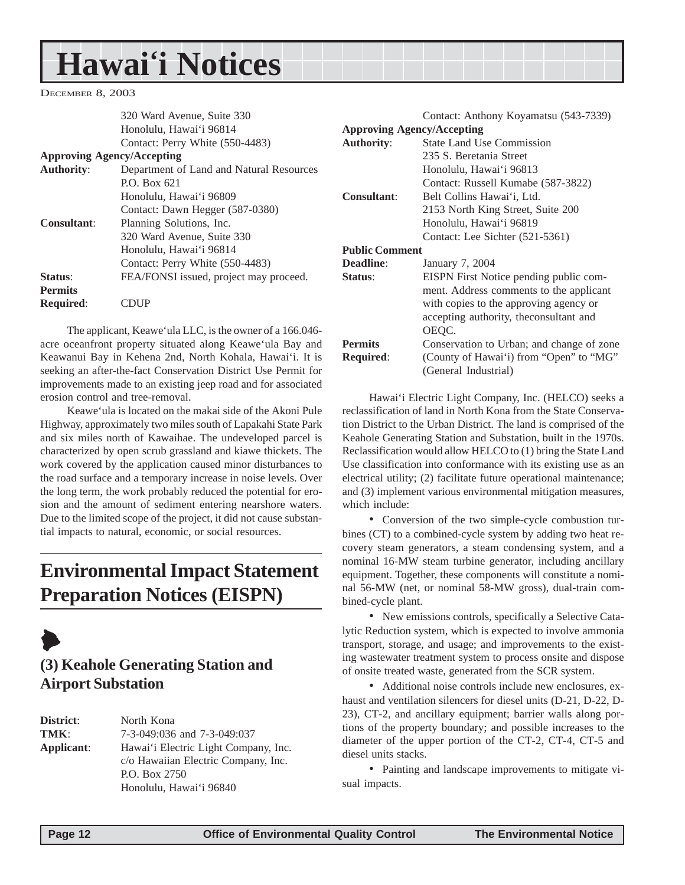320 Ward Avenue, Suite 330
Honolulu, Hawai'i 96814
Contact: Perry White (550-4483)

**Approving Agency/Accepting**
**Authority**: Department of Land and Natural Resources
P.O. Box 621
Honolulu, Hawai'i 96809
Contact: Dawn Hegger (587-0380)

**Consultant**: Planning Solutions, Inc.
320 Ward Avenue, Suite 330
Honolulu, Hawai'i 96814
Contact: Perry White (550-4483)

**Status**: FEA/FONSI issued, project may proceed.

**Permits Required**: CDUP

The applicant, Keawe'ula LLC, is the owner of a 166.046-acre oceanfront property situated along Keawe'ula Bay and Keawanui Bay in Kehena 2nd, North Kohala, Hawai'i. It is seeking an after-the-fact Conservation District Use Permit for improvements made to an existing jeep road and for associated erosion control and tree-removal.

Keawe'ula is located on the makai side of the Akoni Pule Highway, approximately two miles south of Lapakahi State Park and six miles north of Kawaihae. The undeveloped parcel is characterized by open scrub grassland and kiawe thickets. The work covered by the application caused minor disturbances to the road surface and a temporary increase in noise levels. Over the long term, the work probably reduced the potential for erosion and the amount of sediment entering nearshore waters. Due to the limited scope of the project, it did not cause substantial impacts to natural, economic, or social resources.

# Environmental Impact Statement Preparation Notices (EISPN)

## (3) Keahole Generating Station and Airport Substation

**District**: North Kona
**TMK**: 7-3-049:036 and 7-3-049:037
**Applicant**: Hawai'i Electric Light Company, Inc.
c/o Hawaiian Electric Company, Inc.
P.O. Box 2750
Honolulu, Hawai'i 96840
Contact: Anthony Koyamatsu (543-7339)

**Approving Agency/Accepting**
**Authority**: State Land Use Commission
235 S. Beretania Street
Honolulu, Hawai'i 96813
Contact: Russell Kumabe (587-3822)

**Consultant**: Belt Collins Hawai'i, Ltd.
2153 North King Street, Suite 200
Honolulu, Hawai'i 96819
Contact: Lee Sichter (521-5361)

**Public Comment Deadline**: January 7, 2004

**Status**: EISPN First Notice pending public comment. Address comments to the applicant with copies to the approving agency or accepting authority, theconsultant and OEQC.

**Permits Required**: Conservation to Urban; and change of zone (County of Hawai'i) from "Open" to "MG" (General Industrial)

Hawai'i Electric Light Company, Inc. (HELCO) seeks a reclassification of land in North Kona from the State Conservation District to the Urban District. The land is comprised of the Keahole Generating Station and Substation, built in the 1970s. Reclassification would allow HELCO to (1) bring the State Land Use classification into conformance with its existing use as an electrical utility; (2) facilitate future operational maintenance; and (3) implement various environmental mitigation measures, which include:

- Conversion of the two simple-cycle combustion turbines (CT) to a combined-cycle system by adding two heat recovery steam generators, a steam condensing system, and a nominal 16-MW steam turbine generator, including ancillary equipment. Together, these components will constitute a nominal 56-MW (net, or nominal 58-MW gross), dual-train combined-cycle plant.
- New emissions controls, specifically a Selective Catalytic Reduction system, which is expected to involve ammonia transport, storage, and usage; and improvements to the existing wastewater treatment system to process onsite and dispose of onsite treated waste, generated from the SCR system.
- Additional noise controls include new enclosures, exhaust and ventilation silencers for diesel units (D-21, D-22, D-23), CT-2, and ancillary equipment; barrier walls along portions of the property boundary; and possible increases to the diameter of the upper portion of the CT-2, CT-4, CT-5 and diesel units stacks.
- Painting and landscape improvements to mitigate visual impacts.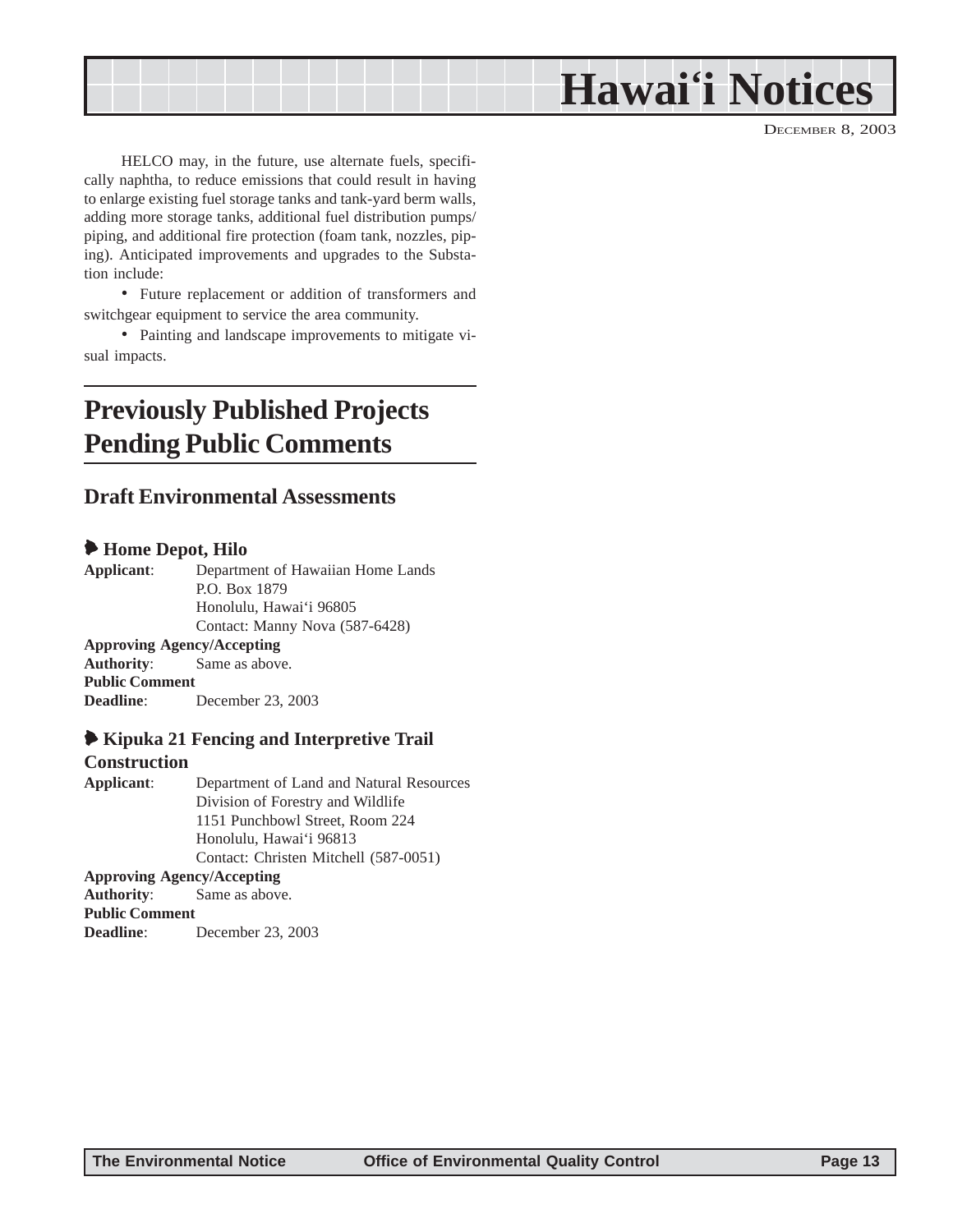HELCO may, in the future, use alternate fuels, specifically naphtha, to reduce emissions that could result in having to enlarge existing fuel storage tanks and tank-yard berm walls, adding more storage tanks, additional fuel distribution pumps/piping, and additional fire protection (foam tank, nozzles, piping). Anticipated improvements and upgrades to the Substation include:

- Future replacement or addition of transformers and switchgear equipment to service the area community.
- Painting and landscape improvements to mitigate visual impacts.

# Previously Published Projects Pending Public Comments

## Draft Environmental Assessments

### Home Depot, Hilo

**Applicant**: Department of Hawaiian Home Lands
P.O. Box 1879
Honolulu, Hawai'i 96805
Contact: Manny Nova (587-6428)

**Approving Agency/Accepting Authority**: Same as above.

**Public Comment Deadline**: December 23, 2003

### Kipuka 21 Fencing and Interpretive Trail Construction

**Applicant**: Department of Land and Natural Resources
Division of Forestry and Wildlife
1151 Punchbowl Street, Room 224
Honolulu, Hawai'i 96813
Contact: Christen Mitchell (587-0051)

**Approving Agency/Accepting Authority**: Same as above.

**Public Comment Deadline**: December 23, 2003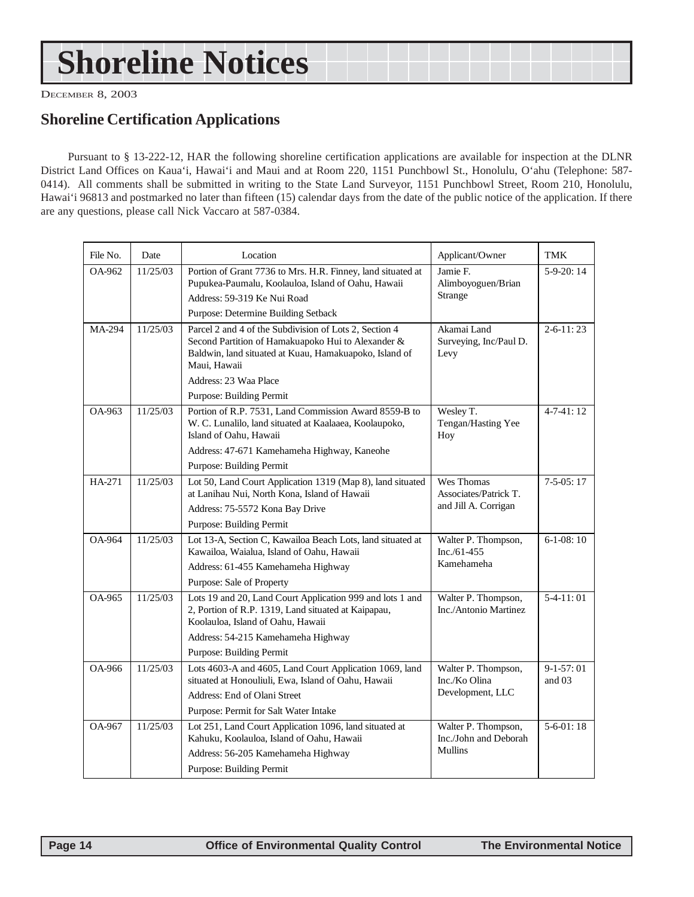# Shoreline Notices

DECEMBER 8, 2003

## Shoreline Certification Applications

Pursuant to § 13-222-12, HAR the following shoreline certification applications are available for inspection at the DLNR District Land Offices on Kaua'i, Hawai'i and Maui and at Room 220, 1151 Punchbowl St., Honolulu, O'ahu (Telephone: 587-0414). All comments shall be submitted in writing to the State Land Surveyor, 1151 Punchbowl Street, Room 210, Honolulu, Hawai'i 96813 and postmarked no later than fifteen (15) calendar days from the date of the public notice of the application. If there are any questions, please call Nick Vaccaro at 587-0384.

| File No. | Date | Location | Applicant/Owner | TMK |
|---|---|---|---|---|
| OA-962 | 11/25/03 | Portion of Grant 7736 to Mrs. H.R. Finney, land situated at Pupukea-Paumalu, Koolauloa, Island of Oahu, Hawaii<br>Address: 59-319 Ke Nui Road<br>Purpose: Determine Building Setback | Jamie F. Alimboyoguen/Brian Strange | 5-9-20: 14 |
| MA-294 | 11/25/03 | Parcel 2 and 4 of the Subdivision of Lots 2, Section 4 Second Partition of Hamakuapoko Hui to Alexander & Baldwin, land situated at Kuau, Hamakuapoko, Island of Maui, Hawaii<br>Address: 23 Waa Place<br>Purpose: Building Permit | Akamai Land Surveying, Inc/Paul D. Levy | 2-6-11: 23 |
| OA-963 | 11/25/03 | Portion of R.P. 7531, Land Commission Award 8559-B to W. C. Lunalilo, land situated at Kaalaaea, Koolaupoko, Island of Oahu, Hawaii<br>Address: 47-671 Kamehameha Highway, Kaneohe<br>Purpose: Building Permit | Wesley T. Tengan/Hasting Yee Hoy | 4-7-41: 12 |
| HA-271 | 11/25/03 | Lot 50, Land Court Application 1319 (Map 8), land situated at Lanihau Nui, North Kona, Island of Hawaii<br>Address: 75-5572 Kona Bay Drive<br>Purpose: Building Permit | Wes Thomas Associates/Patrick T. and Jill A. Corrigan | 7-5-05: 17 |
| OA-964 | 11/25/03 | Lot 13-A, Section C, Kawailoa Beach Lots, land situated at Kawailoa, Waialua, Island of Oahu, Hawaii<br>Address: 61-455 Kamehameha Highway<br>Purpose: Sale of Property | Walter P. Thompson, Inc./61-455 Kamehameha | 6-1-08: 10 |
| OA-965 | 11/25/03 | Lots 19 and 20, Land Court Application 999 and lots 1 and 2, Portion of R.P. 1319, Land situated at Kaipapau, Koolauloa, Island of Oahu, Hawaii<br>Address: 54-215 Kamehameha Highway<br>Purpose: Building Permit | Walter P. Thompson, Inc./Antonio Martinez | 5-4-11: 01 |
| OA-966 | 11/25/03 | Lots 4603-A and 4605, Land Court Application 1069, land situated at Honouliuli, Ewa, Island of Oahu, Hawaii<br>Address: End of Olani Street<br>Purpose: Permit for Salt Water Intake | Walter P. Thompson, Inc./Ko Olina Development, LLC | 9-1-57: 01 and 03 |
| OA-967 | 11/25/03 | Lot 251, Land Court Application 1096, land situated at Kahuku, Koolauloa, Island of Oahu, Hawaii<br>Address: 56-205 Kamehameha Highway<br>Purpose: Building Permit | Walter P. Thompson, Inc./John and Deborah Mullins | 5-6-01: 18 |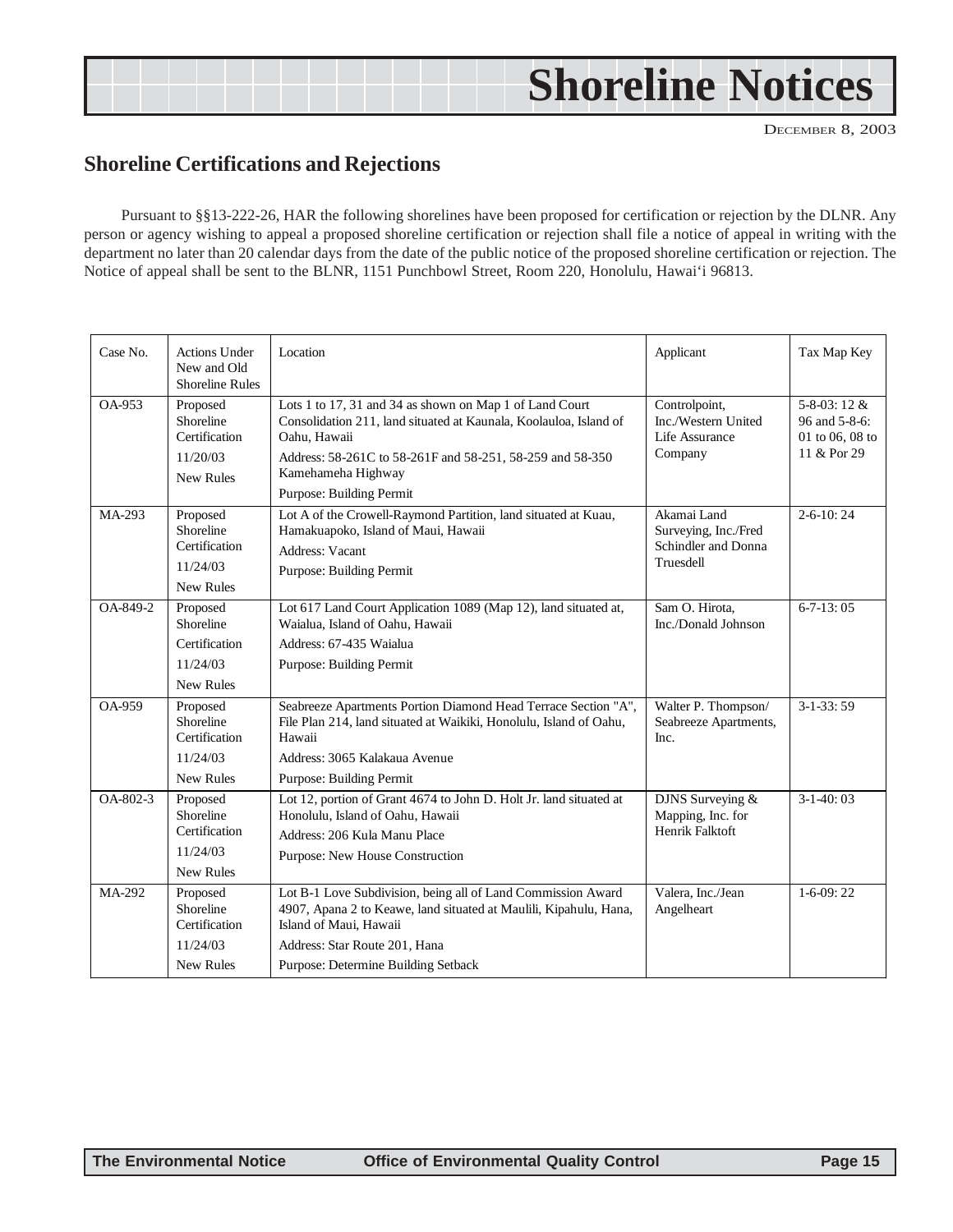# Shoreline Notices

DECEMBER 8, 2003

## Shoreline Certifications and Rejections

Pursuant to §§13-222-26, HAR the following shorelines have been proposed for certification or rejection by the DLNR. Any person or agency wishing to appeal a proposed shoreline certification or rejection shall file a notice of appeal in writing with the department no later than 20 calendar days from the date of the public notice of the proposed shoreline certification or rejection. The Notice of appeal shall be sent to the BLNR, 1151 Punchbowl Street, Room 220, Honolulu, Hawai'i 96813.

| Case No. | Actions Under New and Old Shoreline Rules | Location | Applicant | Tax Map Key |
|---|---|---|---|---|
| OA-953 | Proposed Shoreline Certification<br>11/20/03<br>New Rules | Lots 1 to 17, 31 and 34 as shown on Map 1 of Land Court Consolidation 211, land situated at Kaunala, Koolauloa, Island of Oahu, Hawaii<br>Address: 58-261C to 58-261F and 58-251, 58-259 and 58-350 Kamehameha Highway<br>Purpose: Building Permit | Controlpoint, Inc./Western United Life Assurance Company | 5-8-03: 12 & 96 and 5-8-6: 01 to 06, 08 to 11 & Por 29 |
| MA-293 | Proposed Shoreline Certification<br>11/24/03<br>New Rules | Lot A of the Crowell-Raymond Partition, land situated at Kuau, Hamakuapoko, Island of Maui, Hawaii<br>Address: Vacant<br>Purpose: Building Permit | Akamai Land Surveying, Inc./Fred Schindler and Donna Truesdell | 2-6-10: 24 |
| OA-849-2 | Proposed Shoreline Certification<br>11/24/03<br>New Rules | Lot 617 Land Court Application 1089 (Map 12), land situated at, Waialua, Island of Oahu, Hawaii<br>Address: 67-435 Waialua<br>Purpose: Building Permit | Sam O. Hirota, Inc./Donald Johnson | 6-7-13: 05 |
| OA-959 | Proposed Shoreline Certification<br>11/24/03<br>New Rules | Seabreeze Apartments Portion Diamond Head Terrace Section "A", File Plan 214, land situated at Waikiki, Honolulu, Island of Oahu, Hawaii<br>Address: 3065 Kalakaua Avenue<br>Purpose: Building Permit | Walter P. Thompson/ Seabreeze Apartments, Inc. | 3-1-33: 59 |
| OA-802-3 | Proposed Shoreline Certification<br>11/24/03<br>New Rules | Lot 12, portion of Grant 4674 to John D. Holt Jr. land situated at Honolulu, Island of Oahu, Hawaii<br>Address: 206 Kula Manu Place<br>Purpose: New House Construction | DJNS Surveying & Mapping, Inc. for Henrik Falktoft | 3-1-40: 03 |
| MA-292 | Proposed Shoreline Certification<br>11/24/03<br>New Rules | Lot B-1 Love Subdivision, being all of Land Commission Award 4907, Apana 2 to Keawe, land situated at Maulili, Kipahulu, Hana, Island of Maui, Hawaii<br>Address: Star Route 201, Hana<br>Purpose: Determine Building Setback | Valera, Inc./Jean Angelheart | 1-6-09: 22 |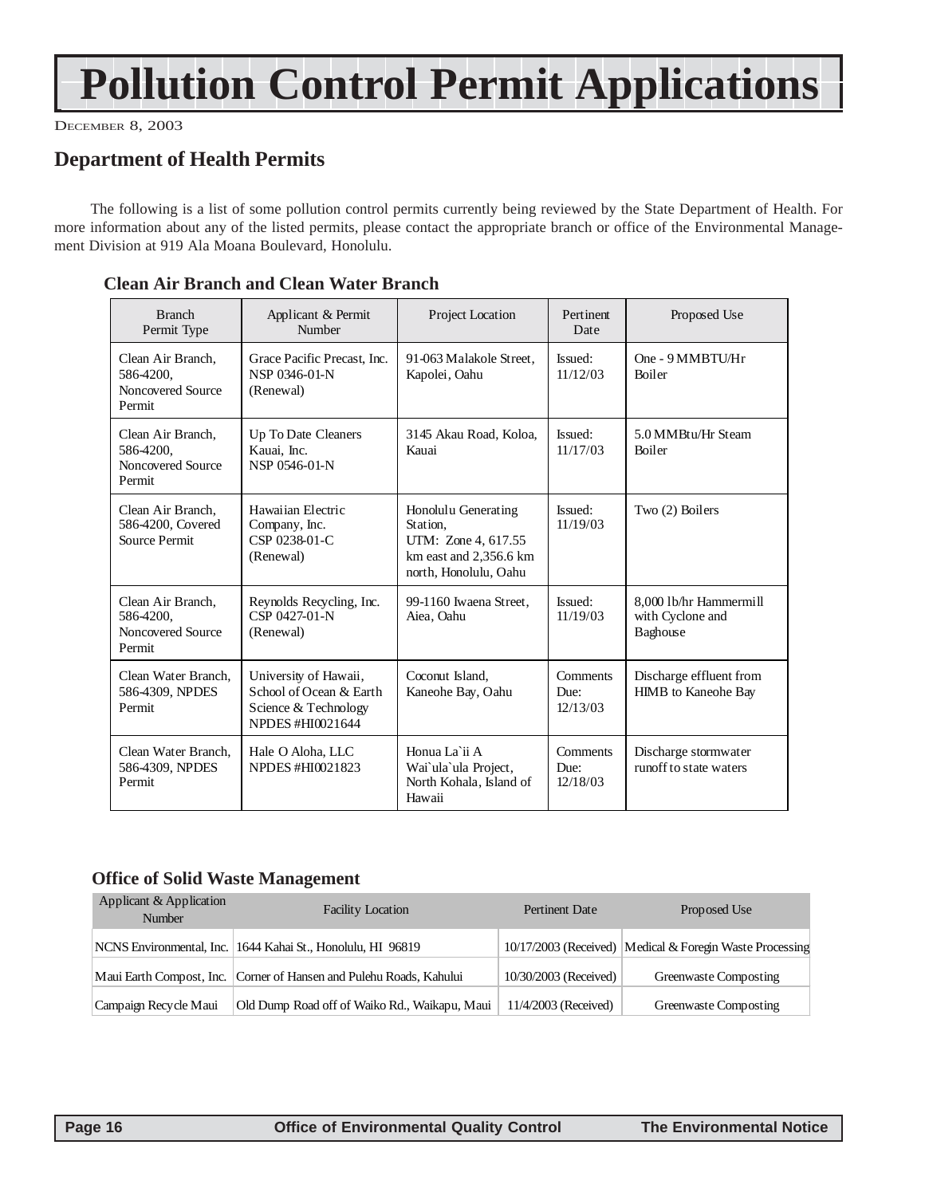# Pollution Control Permit Applications

December 8, 2003

## Department of Health Permits

The following is a list of some pollution control permits currently being reviewed by the State Department of Health. For more information about any of the listed permits, please contact the appropriate branch or office of the Environmental Management Division at 919 Ala Moana Boulevard, Honolulu.

### Clean Air Branch and Clean Water Branch

| Branch Permit Type | Applicant & Permit Number | Project Location | Pertinent Date | Proposed Use |
|---|---|---|---|---|
| Clean Air Branch, 586-4200, Noncovered Source Permit | Grace Pacific Precast, Inc. NSP 0346-01-N (Renewal) | 91-063 Malakole Street, Kapolei, Oahu | Issued: 11/12/03 | One - 9 MMBTU/Hr Boiler |
| Clean Air Branch, 586-4200, Noncovered Source Permit | Up To Date Cleaners Kauai, Inc. NSP 0546-01-N | 3145 Akau Road, Koloa, Kauai | Issued: 11/17/03 | 5.0 MMBtu/Hr Steam Boiler |
| Clean Air Branch, 586-4200, Covered Source Permit | Hawaiian Electric Company, Inc. CSP 0238-01-C (Renewal) | Honolulu Generating Station, UTM: Zone 4, 617.55 km east and 2,356.6 km north, Honolulu, Oahu | Issued: 11/19/03 | Two (2) Boilers |
| Clean Air Branch, 586-4200, Noncovered Source Permit | Reynolds Recycling, Inc. CSP 0427-01-N (Renewal) | 99-1160 Iwaena Street, Aiea, Oahu | Issued: 11/19/03 | 8,000 lb/hr Hammermill with Cyclone and Baghouse |
| Clean Water Branch, 586-4309, NPDES Permit | University of Hawaii, School of Ocean & Earth Science & Technology NPDES #HI0021644 | Coconut Island, Kaneohe Bay, Oahu | Comments Due: 12/13/03 | Discharge effluent from HIMB to Kaneohe Bay |
| Clean Water Branch, 586-4309, NPDES Permit | Hale O Aloha, LLC NPDES #HI0021823 | Honua La`ii A Wai`ula`ula Project, North Kohala, Island of Hawaii | Comments Due: 12/18/03 | Discharge stormwater runoff to state waters |

### Office of Solid Waste Management

| Applicant & Application Number | Facility Location | Pertinent Date | Proposed Use |
|---|---|---|---|
| NCNS Environmental, Inc. | 1644 Kahai St., Honolulu, HI 96819 | 10/17/2003 (Received) | Medical & Foregin Waste Processing |
| Maui Earth Compost, Inc. | Corner of Hansen and Pulehu Roads, Kahului | 10/30/2003 (Received) | Greenwaste Composting |
| Campaign Recycle Maui | Old Dump Road off of Waiko Rd., Waikapu, Maui | 11/4/2003 (Received) | Greenwaste Composting |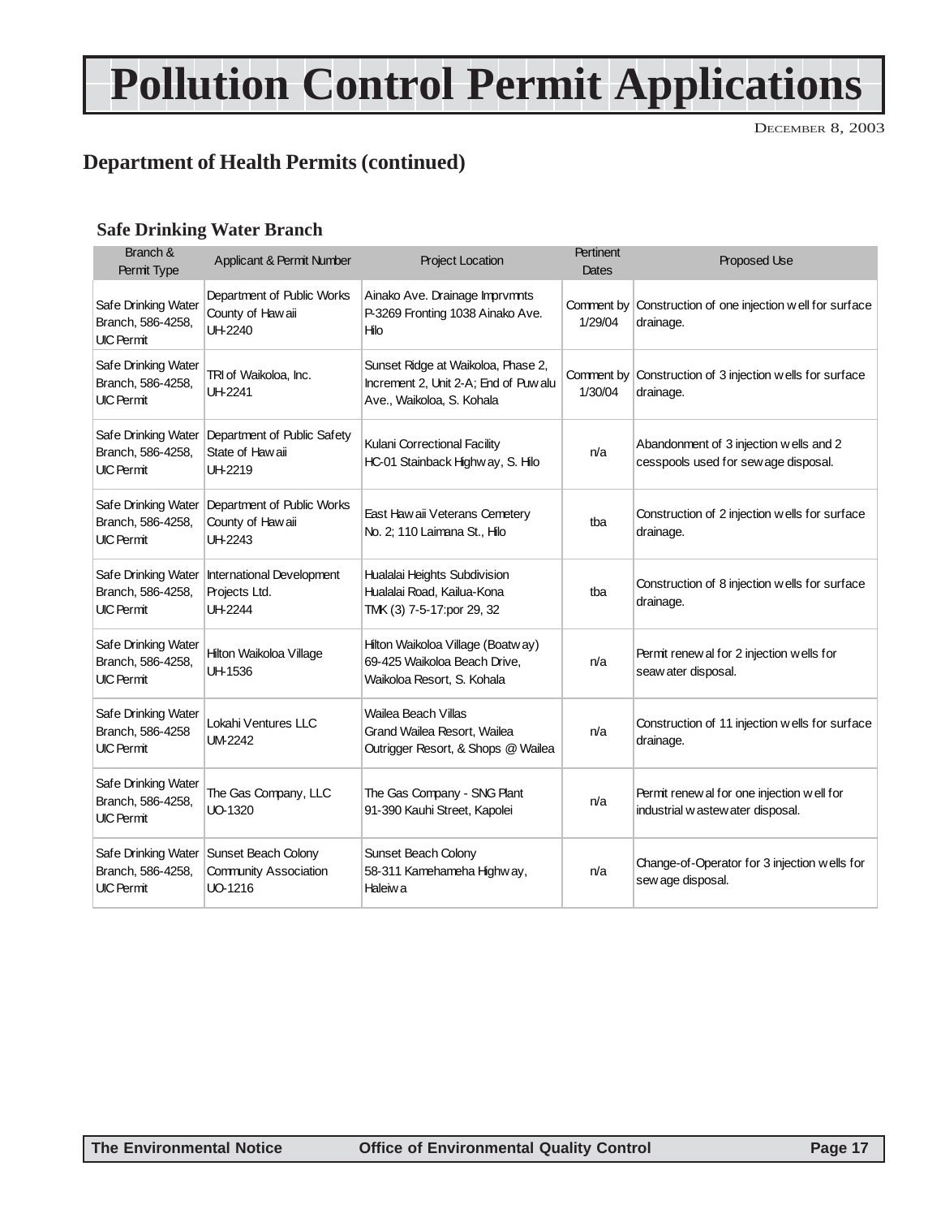# Pollution Control Permit Applications

DECEMBER 8, 2003

## Department of Health Permits (continued)

### Safe Drinking Water Branch

| Branch & Permit Type | Applicant & Permit Number | Project Location | Pertinent Dates | Proposed Use |
|---|---|---|---|---|
| Safe Drinking Water Branch, 586-4258, UIC Permit | Department of Public Works County of Hawaii UH-2240 | Ainako Ave. Drainage Imprvmnts P-3269 Fronting 1038 Ainako Ave. Hilo | Comment by 1/29/04 | Construction of one injection well for surface drainage. |
| Safe Drinking Water Branch, 586-4258, UIC Permit | TRI of Waikoloa, Inc. UH-2241 | Sunset Ridge at Waikoloa, Phase 2, Increment 2, Unit 2-A; End of Puwalu Ave., Waikoloa, S. Kohala | Comment by 1/30/04 | Construction of 3 injection wells for surface drainage. |
| Safe Drinking Water Branch, 586-4258, UIC Permit | Department of Public Safety State of Hawaii UH-2219 | Kulani Correctional Facility HC-01 Stainback Highway, S. Hilo | n/a | Abandonment of 3 injection wells and 2 cesspools used for sewage disposal. |
| Safe Drinking Water Branch, 586-4258, UIC Permit | Department of Public Works County of Hawaii UH-2243 | East Hawaii Veterans Cemetery No. 2; 110 Laimana St., Hilo | tba | Construction of 2 injection wells for surface drainage. |
| Safe Drinking Water Branch, 586-4258, UIC Permit | International Development Projects Ltd. UH-2244 | Hualalai Heights Subdivision Hualalai Road, Kailua-Kona TMK (3) 7-5-17:por 29, 32 | tba | Construction of 8 injection wells for surface drainage. |
| Safe Drinking Water Branch, 586-4258, UIC Permit | Hilton Waikoloa Village UH-1536 | Hilton Waikoloa Village (Boatway) 69-425 Waikoloa Beach Drive, Waikoloa Resort, S. Kohala | n/a | Permit renewal for 2 injection wells for seawater disposal. |
| Safe Drinking Water Branch, 586-4258 UIC Permit | Lokahi Ventures LLC UM-2242 | Wailea Beach Villas Grand Wailea Resort, Wailea Outrigger Resort, & Shops @ Wailea | n/a | Construction of 11 injection wells for surface drainage. |
| Safe Drinking Water Branch, 586-4258, UIC Permit | The Gas Company, LLC UO-1320 | The Gas Company - SNG Plant 91-390 Kauhi Street, Kapolei | n/a | Permit renewal for one injection well for industrial wastewater disposal. |
| Safe Drinking Water Branch, 586-4258, UIC Permit | Sunset Beach Colony Community Association UO-1216 | Sunset Beach Colony 58-311 Kamehameha Highway, Haleiwa | n/a | Change-of-Operator for 3 injection wells for sewage disposal. |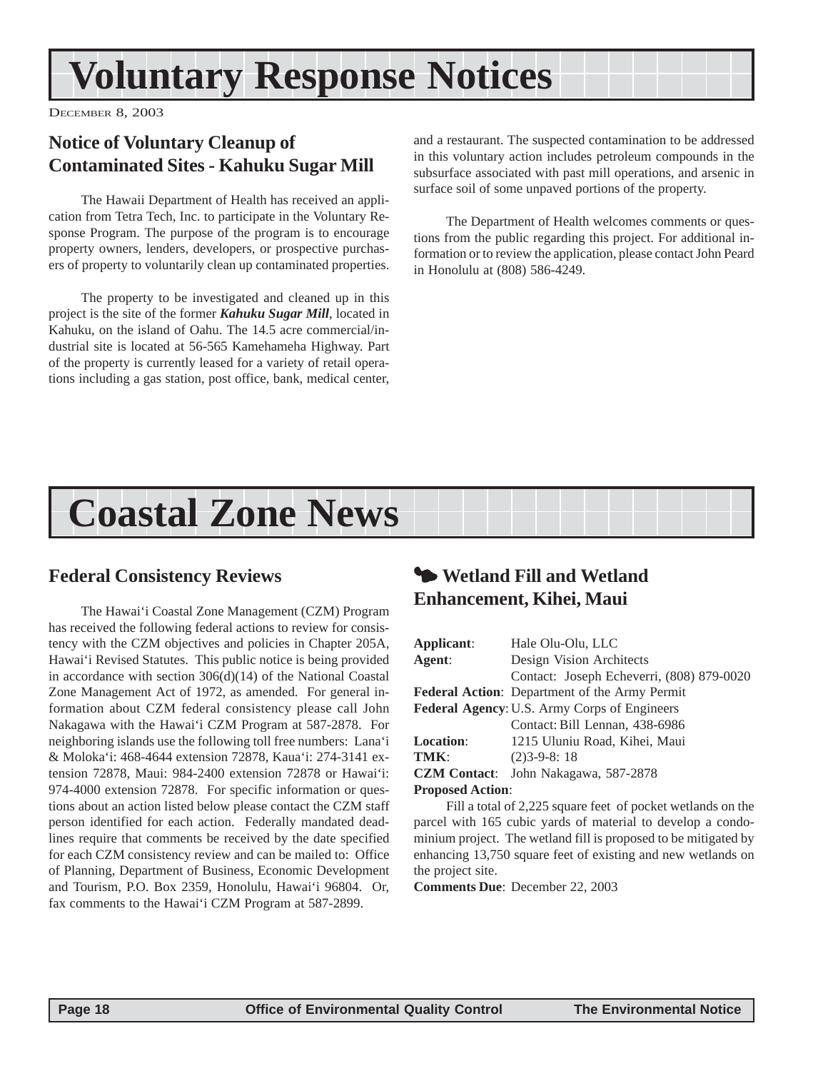# Voluntary Response Notices

December 8, 2003

## Notice of Voluntary Cleanup of Contaminated Sites - Kahuku Sugar Mill

The Hawaii Department of Health has received an application from Tetra Tech, Inc. to participate in the Voluntary Response Program. The purpose of the program is to encourage property owners, lenders, developers, or prospective purchasers of property to voluntarily clean up contaminated properties.

The property to be investigated and cleaned up in this project is the site of the former ***Kahuku Sugar Mill***, located in Kahuku, on the island of Oahu. The 14.5 acre commercial/industrial site is located at 56-565 Kamehameha Highway. Part of the property is currently leased for a variety of retail operations including a gas station, post office, bank, medical center, and a restaurant. The suspected contamination to be addressed in this voluntary action includes petroleum compounds in the subsurface associated with past mill operations, and arsenic in surface soil of some unpaved portions of the property.

The Department of Health welcomes comments or questions from the public regarding this project. For additional information or to review the application, please contact John Peard in Honolulu at (808) 586-4249.

# Coastal Zone News

## Federal Consistency Reviews

The Hawai'i Coastal Zone Management (CZM) Program has received the following federal actions to review for consistency with the CZM objectives and policies in Chapter 205A, Hawai'i Revised Statutes. This public notice is being provided in accordance with section 306(d)(14) of the National Coastal Zone Management Act of 1972, as amended. For general information about CZM federal consistency please call John Nakagawa with the Hawai'i CZM Program at 587-2878. For neighboring islands use the following toll free numbers: Lana'i & Moloka'i: 468-4644 extension 72878, Kaua'i: 274-3141 extension 72878, Maui: 984-2400 extension 72878 or Hawai'i: 974-4000 extension 72878. For specific information or questions about an action listed below please contact the CZM staff person identified for each action. Federally mandated deadlines require that comments be received by the date specified for each CZM consistency review and can be mailed to: Office of Planning, Department of Business, Economic Development and Tourism, P.O. Box 2359, Honolulu, Hawai'i 96804. Or, fax comments to the Hawai'i CZM Program at 587-2899.

## Wetland Fill and Wetland Enhancement, Kihei, Maui

**Applicant**: Hale Olu-Olu, LLC
**Agent**: Design Vision Architects
Contact: Joseph Echeverri, (808) 879-0020
**Federal Action**: Department of the Army Permit
**Federal Agency**: U.S. Army Corps of Engineers
Contact: Bill Lennan, 438-6986
**Location**: 1215 Uluniu Road, Kihei, Maui
**TMK**: (2)3-9-8: 18
**CZM Contact**: John Nakagawa, 587-2878
**Proposed Action**:

Fill a total of 2,225 square feet of pocket wetlands on the parcel with 165 cubic yards of material to develop a condominium project. The wetland fill is proposed to be mitigated by enhancing 13,750 square feet of existing and new wetlands on the project site.

**Comments Due**: December 22, 2003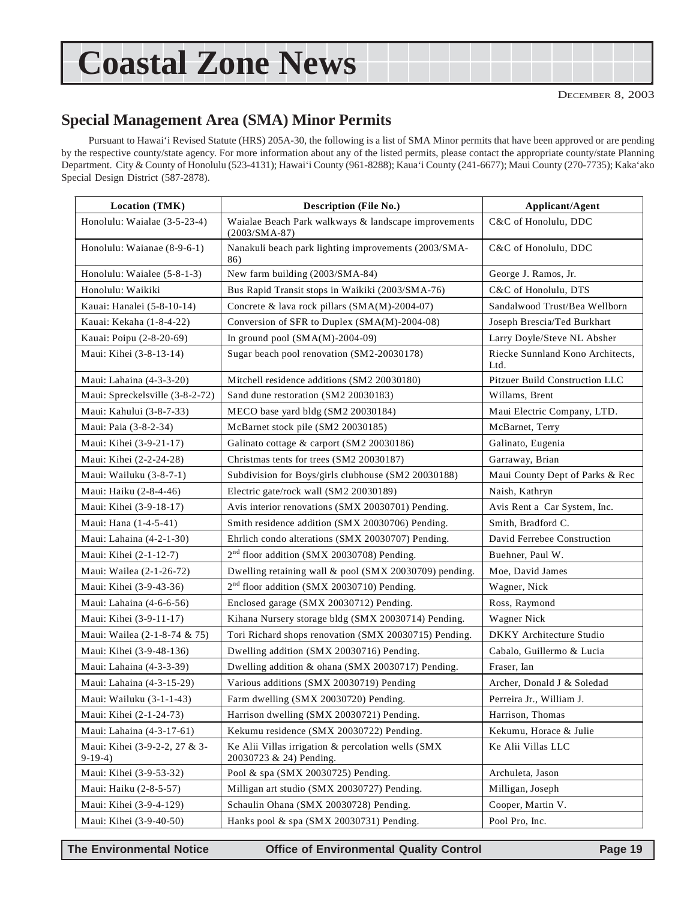# Coastal Zone News

December 8, 2003

## Special Management Area (SMA) Minor Permits

Pursuant to Hawai'i Revised Statute (HRS) 205A-30, the following is a list of SMA Minor permits that have been approved or are pending by the respective county/state agency. For more information about any of the listed permits, please contact the appropriate county/state Planning Department. City & County of Honolulu (523-4131); Hawai'i County (961-8288); Kaua'i County (241-6677); Maui County (270-7735); Kaka'ako Special Design District (587-2878).

| Location (TMK) | Description (File No.) | Applicant/Agent |
|---|---|---|
| Honolulu: Waialae (3-5-23-4) | Waialae Beach Park walkways & landscape improvements (2003/SMA-87) | C&C of Honolulu, DDC |
| Honolulu: Waianae (8-9-6-1) | Nanakuli beach park lighting improvements (2003/SMA-86) | C&C of Honolulu, DDC |
| Honolulu: Waialee (5-8-1-3) | New farm building (2003/SMA-84) | George J. Ramos, Jr. |
| Honolulu: Waikiki | Bus Rapid Transit stops in Waikiki (2003/SMA-76) | C&C of Honolulu, DTS |
| Kauai: Hanalei (5-8-10-14) | Concrete & lava rock pillars (SMA(M)-2004-07) | Sandalwood Trust/Bea Wellborn |
| Kauai: Kekaha (1-8-4-22) | Conversion of SFR to Duplex (SMA(M)-2004-08) | Joseph Brescia/Ted Burkhart |
| Kauai: Poipu (2-8-20-69) | In ground pool (SMA(M)-2004-09) | Larry Doyle/Steve NL Absher |
| Maui: Kihei (3-8-13-14) | Sugar beach pool renovation (SM2-20030178) | Riecke Sunnland Kono Architects, Ltd. |
| Maui: Lahaina (4-3-3-20) | Mitchell residence additions (SM2 20030180) | Pitzuer Build Construction LLC |
| Maui: Spreckelsville (3-8-2-72) | Sand dune restoration (SM2 20030183) | Willams, Brent |
| Maui: Kahului (3-8-7-33) | MECO base yard bldg (SM2 20030184) | Maui Electric Company, LTD. |
| Maui: Paia (3-8-2-34) | McBarnet stock pile (SM2 20030185) | McBarnet, Terry |
| Maui: Kihei (3-9-21-17) | Galinato cottage & carport (SM2 20030186) | Galinato, Eugenia |
| Maui: Kihei (2-2-24-28) | Christmas tents for trees (SM2 20030187) | Garraway, Brian |
| Maui: Wailuku (3-8-7-1) | Subdivision for Boys/girls clubhouse (SM2 20030188) | Maui County Dept of Parks & Rec |
| Maui: Haiku (2-8-4-46) | Electric gate/rock wall (SM2 20030189) | Naish, Kathryn |
| Maui: Kihei (3-9-18-17) | Avis interior renovations (SMX 20030701) Pending. | Avis Rent a Car System, Inc. |
| Maui: Hana (1-4-5-41) | Smith residence addition (SMX 20030706) Pending. | Smith, Bradford C. |
| Maui: Lahaina (4-2-1-30) | Ehrlich condo alterations (SMX 20030707) Pending. | David Ferrebee Construction |
| Maui: Kihei (2-1-12-7) | 2nd floor addition (SMX 20030708) Pending. | Buehner, Paul W. |
| Maui: Wailea (2-1-26-72) | Dwelling retaining wall & pool (SMX 20030709) pending. | Moe, David James |
| Maui: Kihei (3-9-43-36) | 2nd floor addition (SMX 20030710) Pending. | Wagner, Nick |
| Maui: Lahaina (4-6-6-56) | Enclosed garage (SMX 20030712) Pending. | Ross, Raymond |
| Maui: Kihei (3-9-11-17) | Kihana Nursery storage bldg (SMX 20030714) Pending. | Wagner Nick |
| Maui: Wailea (2-1-8-74 & 75) | Tori Richard shops renovation (SMX 20030715) Pending. | DKKY Architecture Studio |
| Maui: Kihei (3-9-48-136) | Dwelling addition (SMX 20030716) Pending. | Cabalo, Guillermo & Lucia |
| Maui: Lahaina (4-3-3-39) | Dwelling addition & ohana (SMX 20030717) Pending. | Fraser, Ian |
| Maui: Lahaina (4-3-15-29) | Various additions (SMX 20030719) Pending | Archer, Donald J & Soledad |
| Maui: Wailuku (3-1-1-43) | Farm dwelling (SMX 20030720) Pending. | Perreira Jr., William J. |
| Maui: Kihei (2-1-24-73) | Harrison dwelling (SMX 20030721) Pending. | Harrison, Thomas |
| Maui: Lahaina (4-3-17-61) | Kekumu residence (SMX 20030722) Pending. | Kekumu, Horace & Julie |
| Maui: Kihei (3-9-2-2, 27 & 3-9-19-4) | Ke Alii Villas irrigation & percolation wells (SMX 20030723 & 24) Pending. | Ke Alii Villas LLC |
| Maui: Kihei (3-9-53-32) | Pool & spa (SMX 20030725) Pending. | Archuleta, Jason |
| Maui: Haiku (2-8-5-57) | Milligan art studio (SMX 20030727) Pending. | Milligan, Joseph |
| Maui: Kihei (3-9-4-129) | Schaulin Ohana (SMX 20030728) Pending. | Cooper, Martin V. |
| Maui: Kihei (3-9-40-50) | Hanks pool & spa (SMX 20030731) Pending. | Pool Pro, Inc. |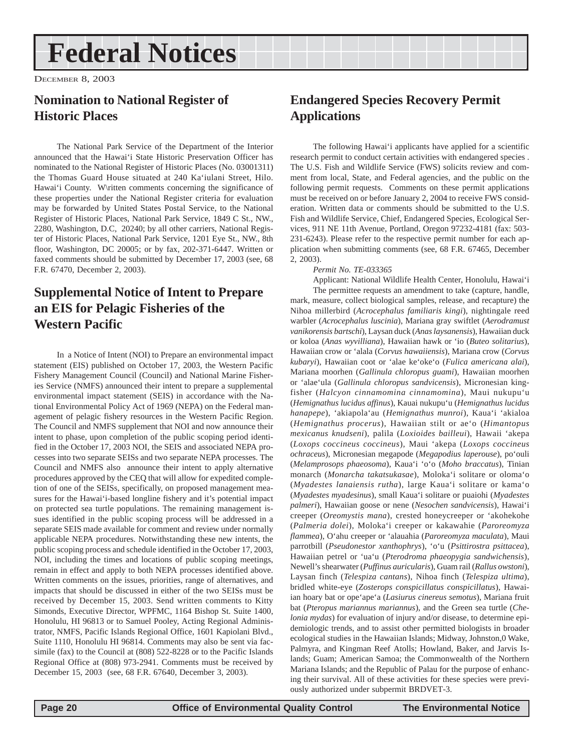# Federal Notices

DECEMBER 8, 2003

## Nomination to National Register of Historic Places

The National Park Service of the Department of the Interior announced that the Hawai'i State Historic Preservation Officer has nominated to the National Register of Historic Places (No. 03001311) the Thomas Guard House situated at 240 Ka'iulani Street, Hilo. Hawai'i County. W\ritten comments concerning the significance of these properties under the National Register criteria for evaluation may be forwarded by United States Postal Service, to the National Register of Historic Places, National Park Service, 1849 C St., NW., 2280, Washington, D.C, 20240; by all other carriers, National Register of Historic Places, National Park Service, 1201 Eye St., NW., 8th floor, Washington, DC 20005; or by fax, 202-371-6447. Written or faxed comments should be submitted by December 17, 2003 (see, 68 F.R. 67470, December 2, 2003).

## Supplemental Notice of Intent to Prepare an EIS for Pelagic Fisheries of the Western Pacific

In a Notice of Intent (NOI) to Prepare an environmental impact statement (EIS) published on October 17, 2003, the Western Pacific Fishery Management Council (Council) and National Marine Fisheries Service (NMFS) announced their intent to prepare a supplemental environmental impact statement (SEIS) in accordance with the National Environmental Policy Act of 1969 (NEPA) on the Federal management of pelagic fishery resources in the Western Pacific Region. The Council and NMFS supplement that NOI and now announce their intent to phase, upon completion of the public scoping period identified in the October 17, 2003 NOI, the SEIS and associated NEPA processes into two separate SEISs and two separate NEPA processes. The Council and NMFS also announce their intent to apply alternative procedures approved by the CEQ that will allow for expedited completion of one of the SEISs, specifically, on proposed management measures for the Hawai'i-based longline fishery and it's potential impact on protected sea turtle populations. The remaining management issues identified in the public scoping process will be addressed in a separate SEIS made available for comment and review under normally applicable NEPA procedures. Notwithstanding these new intents, the public scoping process and schedule identified in the October 17, 2003, NOI, including the times and locations of public scoping meetings, remain in effect and apply to both NEPA processes identified above. Written comments on the issues, priorities, range of alternatives, and impacts that should be discussed in either of the two SEISs must be received by December 15, 2003. Send written comments to Kitty Simonds, Executive Director, WPFMC, 1164 Bishop St. Suite 1400, Honolulu, HI 96813 or to Samuel Pooley, Acting Regional Administrator, NMFS, Pacific Islands Regional Office, 1601 Kapiolani Blvd., Suite 1110, Honolulu HI 96814. Comments may also be sent via facsimile (fax) to the Council at (808) 522-8228 or to the Pacific Islands Regional Office at (808) 973-2941. Comments must be received by December 15, 2003 (see, 68 F.R. 67640, December 3, 2003).

## Endangered Species Recovery Permit Applications

The following Hawai'i applicants have applied for a scientific research permit to conduct certain activities with endangered species . The U.S. Fish and Wildlife Service (FWS) solicits review and comment from local, State, and Federal agencies, and the public on the following permit requests. Comments on these permit applications must be received on or before January 2, 2004 to receive FWS consideration. Written data or comments should be submitted to the U.S. Fish and Wildlife Service, Chief, Endangered Species, Ecological Services, 911 NE 11th Avenue, Portland, Oregon 97232-4181 (fax: 503-231-6243). Please refer to the respective permit number for each application when submitting comments (see, 68 F.R. 67465, December 2, 2003).

*Permit No. TE-033365*

Applicant: National Wildlife Health Center, Honolulu, Hawai'i

The permittee requests an amendment to take (capture, handle, mark, measure, collect biological samples, release, and recapture) the Nihoa millerbird (*Acrocephalus familiaris kingi*), nightingale reed warbler (*Acrocephalus luscinia*), Mariana gray swiftlet (*Aerodramust vanikorensis bartschi*), Laysan duck (*Anas laysanensis*), Hawaiian duck or koloa (*Anas wyvilliana*), Hawaiian hawk or 'io (*Buteo solitarius*), Hawaiian crow or 'alala (*Corvus hawaiiensis*), Mariana crow (*Corvus kubaryi*), Hawaiian coot or 'alae ke'oke'o (*Fulica americana alai*), Mariana moorhen (*Gallinula chloropus guami*), Hawaiian moorhen or 'alae'ula (*Gallinula chloropus sandvicensis*), Micronesian kingfisher (*Halcyon cinnamomina cinnamomina*), Maui nukupu'u (*Hemignathus lucidus affinus*), Kauai nukupu'u (*Hemignathus lucidus hanapepe*), 'akiapola'au (*Hemignathus munroi*), Kaua'i 'akialoa (*Hemignathus procerus*), Hawaiian stilt or ae'o (*Himantopus mexicanus knudseni*), palila (*Loxioides bailleui*), Hawaii 'akepa (*Loxops coccineus coccineus*), Maui 'akepa (*Loxops coccineus ochraceus*), Micronesian megapode (*Megapodius laperouse*), po'ouli (*Melamprosops phaeosoma*), Kaua'i 'o'o (*Moho braccatus*), Tinian monarch (*Monarcha takatsukasae*), Moloka'i solitare or oloma'o (*Myadestes lanaiensis rutha*), large Kaua'i solitare or kama'o (*Myadestes myadesinus*), small Kaua'i solitare or puaiohi (*Myadestes palmeri*), Hawaiian goose or nene (*Nesochen sandvicensis*), Hawai'i creeper (*Oreomystis mana*), crested honeycreeper or 'akohekohe (*Palmeria dolei*), Moloka'i creeper or kakawahie (*Paroreomyza flammea*), O'ahu creeper or 'alauahia (*Paroreomyza maculata*), Maui parrotbill (*Pseudonestor xanthophrys*), 'o'u (*Psittirostra psittacea*), Hawaiian petrel or 'ua'u (*Pterodroma phaeopygia sandwichensis*), Newell's shearwater (*Puffinus auricularis*), Guam rail (*Rallus owstoni*), Laysan finch (*Telespiza cantans*), Nihoa finch (*Telespiza ultima*), bridled white-eye (*Zosterops conspicillatus conspicillatus*), Hawaiian hoary bat or ope'ape'a (*Lasiurus cinereus semotus*), Mariana fruit bat (*Pteropus mariannus mariannus*), and the Green sea turtle (*Chelonia mydas*) for evaluation of injury and/or disease, to determine epidemiologic trends, and to assist other permitted biologists in broader ecological studies in the Hawaiian Islands; Midway, Johnston,0 Wake, Palmyra, and Kingman Reef Atolls; Howland, Baker, and Jarvis Islands; Guam; American Samoa; the Commonwealth of the Northern Mariana Islands; and the Republic of Palau for the purpose of enhancing their survival. All of these activities for these species were previously authorized under subpermit BRDVET-3.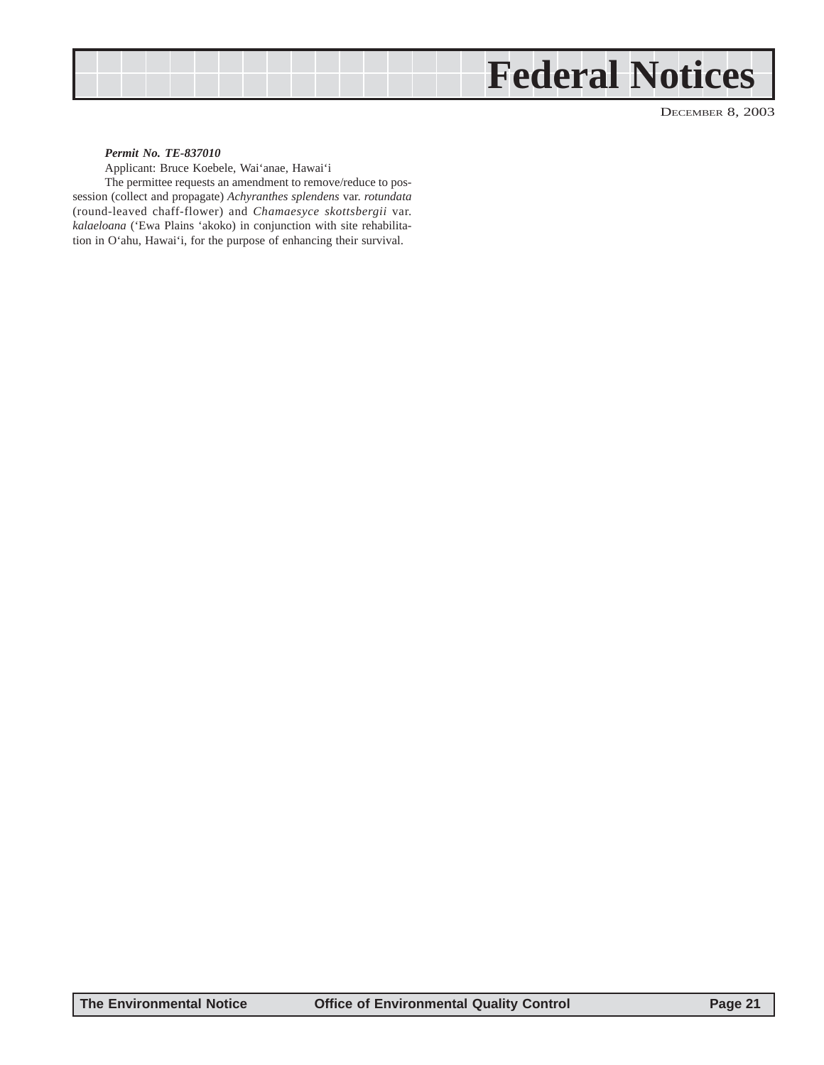# Federal Notices

DECEMBER 8, 2003

***Permit No. TE-837010***

Applicant: Bruce Koebele, Wai'anae, Hawai'i

The permittee requests an amendment to remove/reduce to possession (collect and propagate) *Achyranthes splendens* var. *rotundata* (round-leaved chaff-flower) and *Chamaesyce skottsbergii* var. *kalaeloana* ('Ewa Plains 'akoko) in conjunction with site rehabilitation in O'ahu, Hawai'i, for the purpose of enhancing their survival.